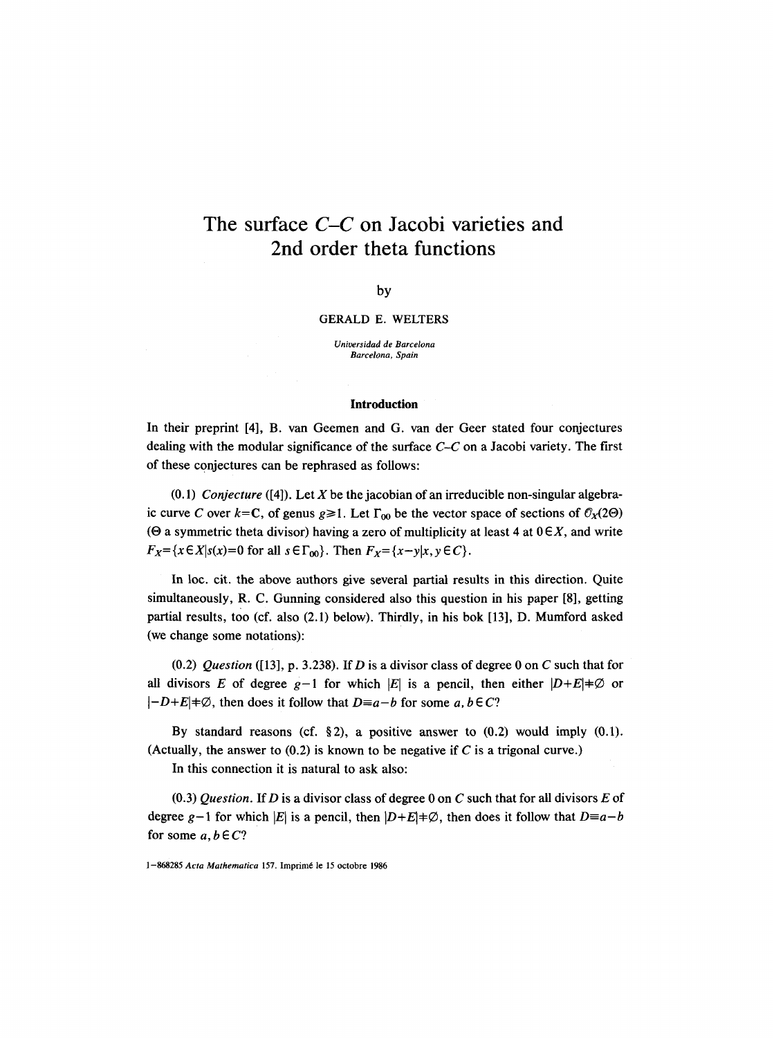# The surface $C$–$C$ on Jacobi varieties and 2nd order theta functions

by

GERALD E. WELTERS

*Universidad de Barcelona*
*Barcelona, Spain*

## Introduction

In their preprint [4], B. van Geemen and G. van der Geer stated four conjectures dealing with the modular significance of the surface $C$–$C$ on a Jacobi variety. The first of these conjectures can be rephrased as follows:

(0.1) *Conjecture* ([4]). Let $X$ be the jacobian of an irreducible non-singular algebraic curve $C$ over $k=\mathbf{C}$, of genus $g\geq 1$. Let $\Gamma_{00}$ be the vector space of sections of $\mathcal{O}_X(2\Theta)$ ($\Theta$ a symmetric theta divisor) having a zero of multiplicity at least 4 at $0\in X$, and write $F_X=\{x\in X|s(x)=0 \text{ for all } s\in\Gamma_{00}\}$. Then $F_X=\{x-y|x,y\in C\}$.

In loc. cit. the above authors give several partial results in this direction. Quite simultaneously, R. C. Gunning considered also this question in his paper [8], getting partial results, too (cf. also (2.1) below). Thirdly, in his bok [13], D. Mumford asked (we change some notations):

(0.2) *Question* ([13], p. 3.238). If $D$ is a divisor class of degree 0 on $C$ such that for all divisors $E$ of degree $g-1$ for which $|E|$ is a pencil, then either $|D+E|\neq\emptyset$ or $|-D+E|\neq\emptyset$, then does it follow that $D\equiv a-b$ for some $a,b\in C$?

By standard reasons (cf. §2), a positive answer to (0.2) would imply (0.1). (Actually, the answer to (0.2) is known to be negative if $C$ is a trigonal curve.)

In this connection it is natural to ask also:

(0.3) *Question*. If $D$ is a divisor class of degree 0 on $C$ such that for all divisors $E$ of degree $g-1$ for which $|E|$ is a pencil, then $|D+E|\neq\emptyset$, then does it follow that $D\equiv a-b$ for some $a,b\in C$?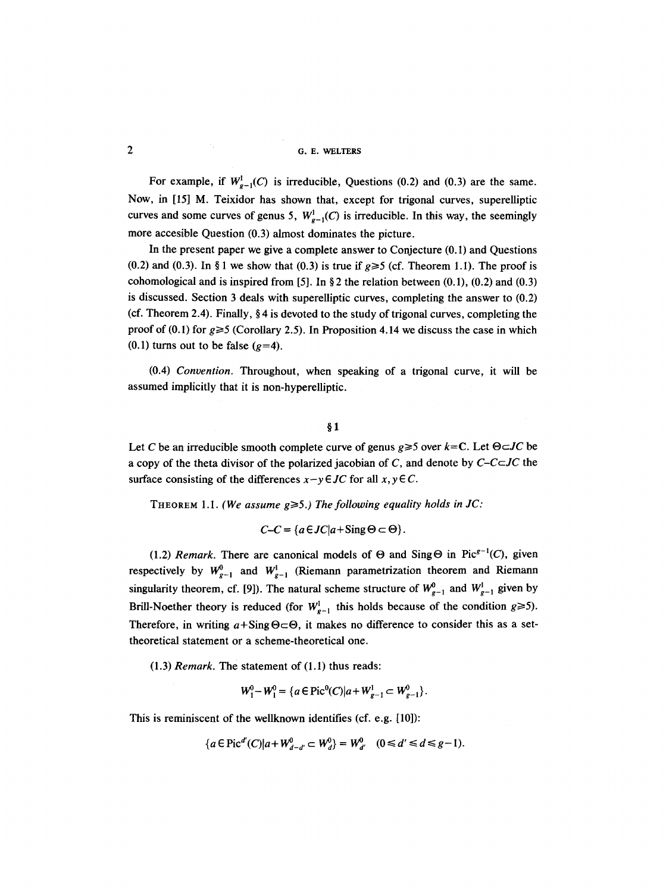For example, if $W^1_{g-1}(C)$ is irreducible, Questions (0.2) and (0.3) are the same. Now, in [15] M. Teixidor has shown that, except for trigonal curves, superelliptic curves and some curves of genus 5, $W^1_{g-1}(C)$ is irreducible. In this way, the seemingly more accesible Question (0.3) almost dominates the picture.

In the present paper we give a complete answer to Conjecture (0.1) and Questions (0.2) and (0.3). In § 1 we show that (0.3) is true if $g \geq 5$ (cf. Theorem 1.1). The proof is cohomological and is inspired from [5]. In § 2 the relation between (0.1), (0.2) and (0.3) is discussed. Section 3 deals with superelliptic curves, completing the answer to (0.2) (cf. Theorem 2.4). Finally, § 4 is devoted to the study of trigonal curves, completing the proof of (0.1) for $g \geq 5$ (Corollary 2.5). In Proposition 4.14 we discuss the case in which (0.1) turns out to be false ($g = 4$).

(0.4) *Convention*. Throughout, when speaking of a trigonal curve, it will be assumed implicitly that it is non-hyperelliptic.

## § 1

Let $C$ be an irreducible smooth complete curve of genus $g \geq 5$ over $k = \mathbf{C}$. Let $\Theta \subset JC$ be a copy of the theta divisor of the polarized jacobian of $C$, and denote by $C - C \subset JC$ the surface consisting of the differences $x - y \in JC$ for all $x, y \in C$.

THEOREM 1.1. *(We assume $g \geq 5$.) The following equality holds in $JC$:*

$$C - C = \{a \in JC \mid a + \operatorname{Sing}\Theta \subset \Theta\}.$$

(1.2) *Remark*. There are canonical models of $\Theta$ and $\operatorname{Sing}\Theta$ in $\operatorname{Pic}^{g-1}(C)$, given respectively by $W^0_{g-1}$ and $W^1_{g-1}$ (Riemann parametrization theorem and Riemann singularity theorem, cf. [9]). The natural scheme structure of $W^0_{g-1}$ and $W^1_{g-1}$ given by Brill-Noether theory is reduced (for $W^1_{g-1}$ this holds because of the condition $g \geq 5$). Therefore, in writing $a + \operatorname{Sing}\Theta \subset \Theta$, it makes no difference to consider this as a set-theoretical statement or a scheme-theoretical one.

(1.3) *Remark*. The statement of (1.1) thus reads:

$$W^0_1 - W^0_1 = \{a \in \operatorname{Pic}^0(C) \mid a + W^1_{g-1} \subset W^0_{g-1}\}.$$

This is reminiscent of the wellknown identifies (cf. e.g. [10]):

$$\{a \in \operatorname{Pic}^{d'}(C) \mid a + W^0_{d-d'} \subset W^0_d\} = W^0_{d'} \quad (0 \leq d' \leq d \leq g-1).$$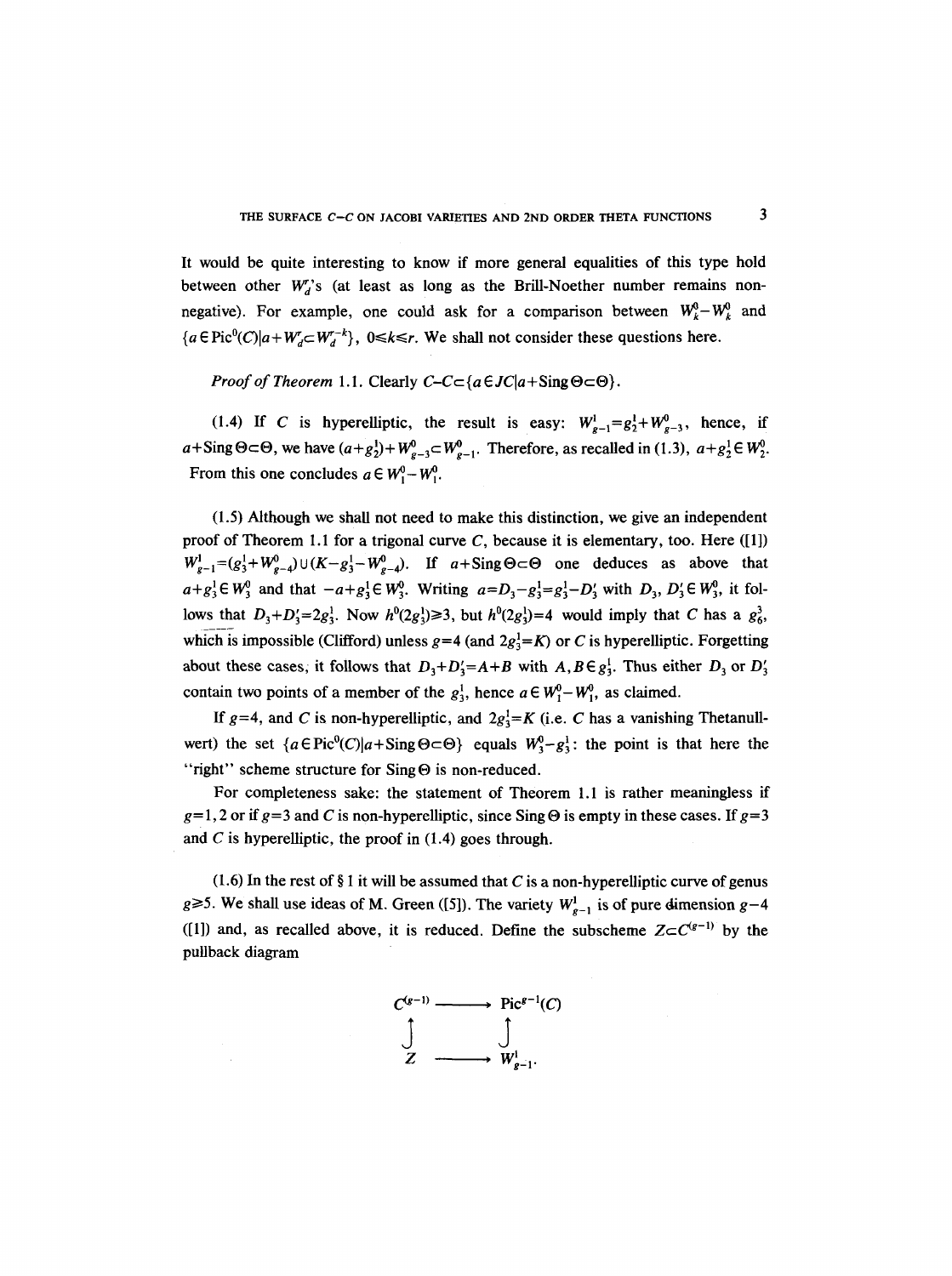It would be quite interesting to know if more general equalities of this type hold between other $W_d^r$'s (at least as long as the Brill-Noether number remains non-negative). For example, one could ask for a comparison between $W_k^0 - W_k^0$ and $\{a \in \mathrm{Pic}^0(C) | a + W_d^r \subset W_d^{r-k}\}$, $0 \leq k \leq r$. We shall not consider these questions here.

*Proof of Theorem* 1.1. Clearly $C - C \subset \{a \in JC | a + \mathrm{Sing}\,\Theta \subset \Theta\}$.

(1.4) If $C$ is hyperelliptic, the result is easy: $W_{g-1}^1 = g_2^1 + W_{g-3}^0$, hence, if $a + \mathrm{Sing}\,\Theta \subset \Theta$, we have $(a + g_2^1) + W_{g-3}^0 \subset W_{g-1}^0$. Therefore, as recalled in (1.3), $a + g_2^1 \in W_2^0$. From this one concludes $a \in W_1^0 - W_1^0$.

(1.5) Although we shall not need to make this distinction, we give an independent proof of Theorem 1.1 for a trigonal curve $C$, because it is elementary, too. Here ([1]) $W_{g-1}^1 = (g_3^1 + W_{g-4}^0) \cup (K - g_3^1 - W_{g-4}^0)$. If $a + \mathrm{Sing}\,\Theta \subset \Theta$ one deduces as above that $a + g_3^1 \in W_3^0$ and that $-a + g_3^1 \in W_3^0$. Writing $a = D_3 - g_3^1 = g_3^1 - D_3'$ with $D_3, D_3' \in W_3^0$, it follows that $D_3 + D_3' = 2g_3^1$. Now $h^0(2g_3^1) \geq 3$, but $h^0(2g_3^1) = 4$ would imply that $C$ has a $g_6^3$, which is impossible (Clifford) unless $g = 4$ (and $2g_3^1 = K$) or $C$ is hyperelliptic. Forgetting about these cases, it follows that $D_3 + D_3' = A + B$ with $A, B \in g_3^1$. Thus either $D_3$ or $D_3'$ contain two points of a member of the $g_3^1$, hence $a \in W_1^0 - W_1^0$, as claimed.

If $g = 4$, and $C$ is non-hyperelliptic, and $2g_3^1 = K$ (i.e. $C$ has a vanishing Thetanullwert) the set $\{a \in \mathrm{Pic}^0(C) | a + \mathrm{Sing}\,\Theta \subset \Theta\}$ equals $W_3^0 - g_3^1$: the point is that here the "right" scheme structure for $\mathrm{Sing}\,\Theta$ is non-reduced.

For completeness sake: the statement of Theorem 1.1 is rather meaningless if $g = 1, 2$ or if $g = 3$ and $C$ is non-hyperelliptic, since $\mathrm{Sing}\,\Theta$ is empty in these cases. If $g = 3$ and $C$ is hyperelliptic, the proof in (1.4) goes through.

(1.6) In the rest of § 1 it will be assumed that $C$ is a non-hyperelliptic curve of genus $g \geq 5$. We shall use ideas of M. Green ([5]). The variety $W_{g-1}^1$ is of pure dimension $g - 4$ ([1]) and, as recalled above, it is reduced. Define the subscheme $Z \subset C^{(g-1)}$ by the pullback diagram

$$\begin{array}{ccc} C^{(g-1)} & \longrightarrow & \mathrm{Pic}^{g-1}(C) \\ \uparrow & & \uparrow \\ Z & \longrightarrow & W_{g-1}^1. \end{array}$$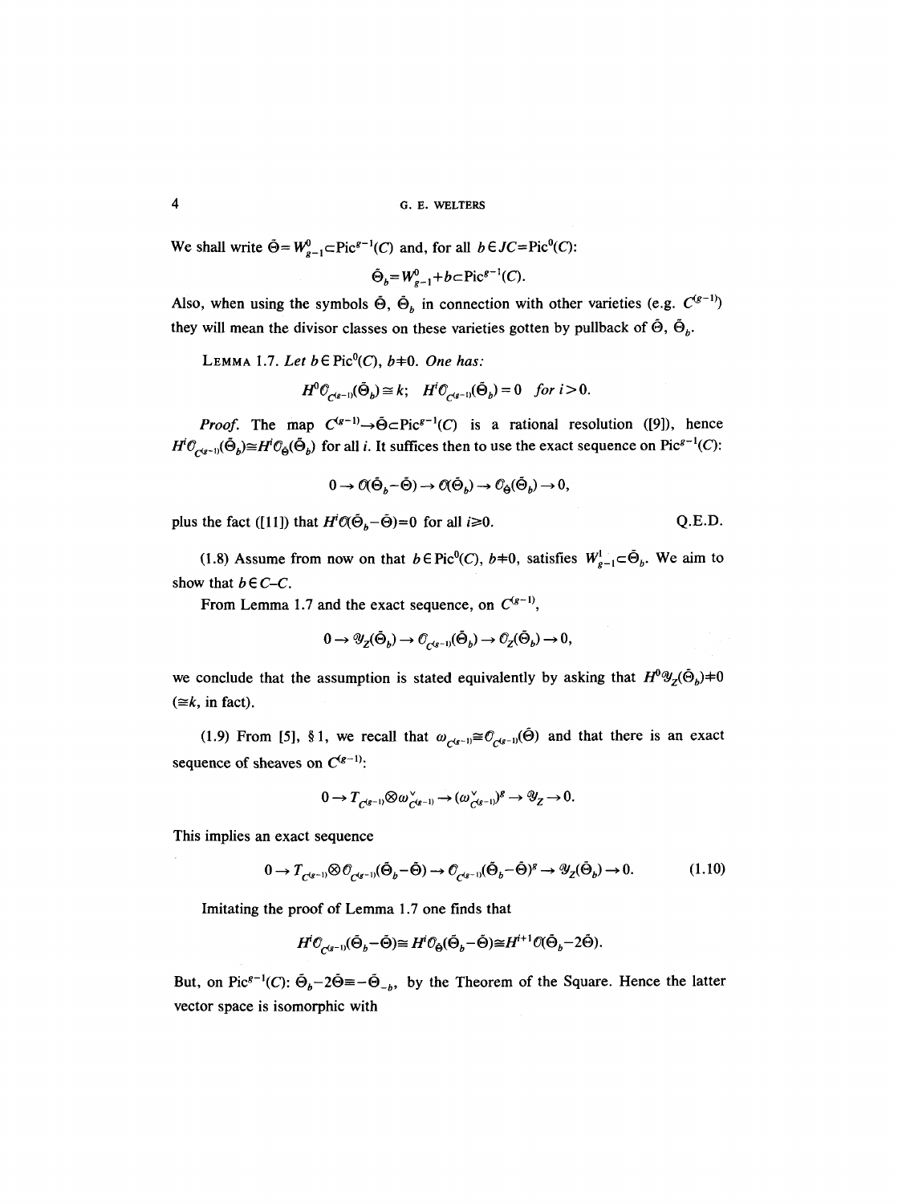We shall write $\tilde{\Theta} = W^0_{g-1} \subset \mathrm{Pic}^{g-1}(C)$ and, for all $b \in JC = \mathrm{Pic}^0(C)$:

$$\tilde{\Theta}_b = W^0_{g-1} + b \subset \mathrm{Pic}^{g-1}(C).$$

Also, when using the symbols $\tilde{\Theta}$, $\tilde{\Theta}_b$ in connection with other varieties (e.g. $C^{(g-1)}$) they will mean the divisor classes on these varieties gotten by pullback of $\tilde{\Theta}$, $\tilde{\Theta}_b$.

LEMMA 1.7. *Let $b \in \mathrm{Pic}^0(C)$, $b \neq 0$. One has:*

$$H^0\mathcal{O}_{C^{(g-1)}}(\tilde{\Theta}_b) \cong k; \quad H^i\mathcal{O}_{C^{(g-1)}}(\tilde{\Theta}_b) = 0 \quad \textit{for } i > 0.$$

*Proof.* The map $C^{(g-1)} \to \tilde{\Theta} \subset \mathrm{Pic}^{g-1}(C)$ is a rational resolution ([9]), hence $H^i\mathcal{O}_{C^{(g-1)}}(\tilde{\Theta}_b) \cong H^i\mathcal{O}_{\tilde{\Theta}}(\tilde{\Theta}_b)$ for all $i$. It suffices then to use the exact sequence on $\mathrm{Pic}^{g-1}(C)$:

$$0 \to \mathcal{O}(\tilde{\Theta}_b - \tilde{\Theta}) \to \mathcal{O}(\tilde{\Theta}_b) \to \mathcal{O}_{\tilde{\Theta}}(\tilde{\Theta}_b) \to 0,$$

plus the fact ([11]) that $H^i\mathcal{O}(\tilde{\Theta}_b - \tilde{\Theta}) = 0$ for all $i \geq 0$. Q.E.D.

(1.8) Assume from now on that $b \in \mathrm{Pic}^0(C)$, $b \neq 0$, satisfies $W^1_{g-1} \subset \tilde{\Theta}_b$. We aim to show that $b \in C - C$.

From Lemma 1.7 and the exact sequence, on $C^{(g-1)}$,

$$0 \to \mathcal{Y}_Z(\tilde{\Theta}_b) \to \mathcal{O}_{C^{(g-1)}}(\tilde{\Theta}_b) \to \mathcal{O}_Z(\tilde{\Theta}_b) \to 0,$$

we conclude that the assumption is stated equivalently by asking that $H^0\mathcal{Y}_Z(\tilde{\Theta}_b) \neq 0$ ($\cong k$, in fact).

(1.9) From [5], § 1, we recall that $\omega_{C^{(g-1)}} \cong \mathcal{O}_{C^{(g-1)}}(\tilde{\Theta})$ and that there is an exact sequence of sheaves on $C^{(g-1)}$:

$$0 \to T_{C^{(g-1)}} \otimes \omega^\vee_{C^{(g-1)}} \to (\omega^\vee_{C^{(g-1)}})^g \to \mathcal{Y}_Z \to 0.$$

This implies an exact sequence

$$0 \to T_{C^{(g-1)}} \otimes \mathcal{O}_{C^{(g-1)}}(\tilde{\Theta}_b - \tilde{\Theta}) \to \mathcal{O}_{C^{(g-1)}}(\tilde{\Theta}_b - \tilde{\Theta})^g \to \mathcal{Y}_Z(\tilde{\Theta}_b) \to 0. \tag{1.10}$$

Imitating the proof of Lemma 1.7 one finds that

$$H^i\mathcal{O}_{C^{(g-1)}}(\tilde{\Theta}_b - \tilde{\Theta}) \cong H^i\mathcal{O}_{\tilde{\Theta}}(\tilde{\Theta}_b - \tilde{\Theta}) \cong H^{i+1}\mathcal{O}(\tilde{\Theta}_b - 2\tilde{\Theta}).$$

But, on $\mathrm{Pic}^{g-1}(C)$: $\tilde{\Theta}_b - 2\tilde{\Theta} \equiv -\tilde{\Theta}_{-b}$, by the Theorem of the Square. Hence the latter vector space is isomorphic with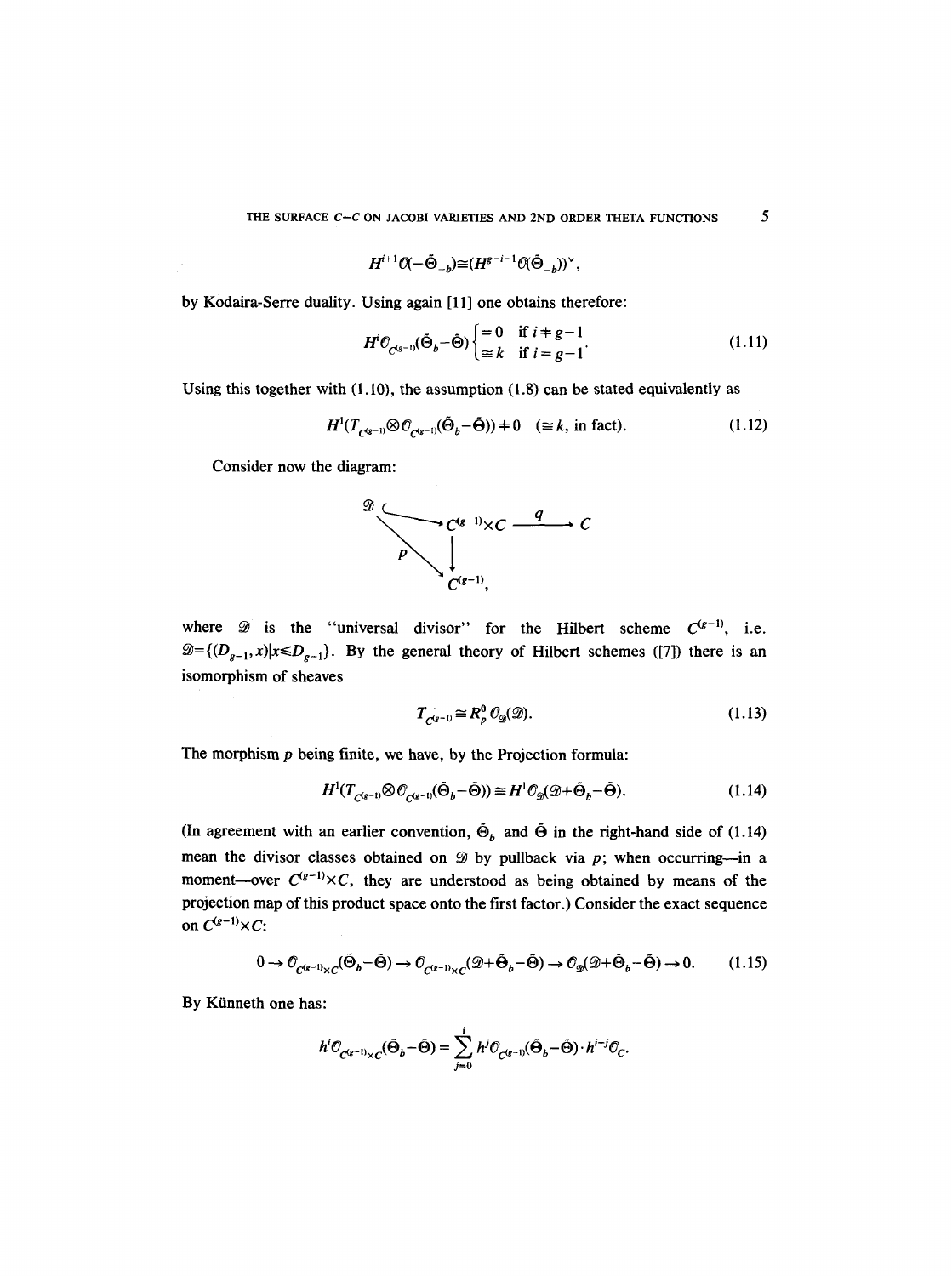$$H^{i+1}\mathcal{O}(-\tilde{\Theta}_{-b})\cong(H^{g-i-1}\mathcal{O}(\tilde{\Theta}_{-b}))^{\vee},$$

by Kodaira-Serre duality. Using again [11] one obtains therefore:

$$H^i\mathcal{O}_{C^{(g-1)}}(\tilde{\Theta}_b-\tilde{\Theta})\begin{cases}=0 & \text{if } i\neq g-1\\ \cong k & \text{if } i=g-1\end{cases}. \tag{1.11}$$

Using this together with (1.10), the assumption (1.8) can be stated equivalently as

$$H^1(T_{C^{(g-1)}}\otimes\mathcal{O}_{C^{(g-1)}}(\tilde{\Theta}_b-\tilde{\Theta}))\neq 0 \quad (\cong k, \text{ in fact}). \tag{1.12}$$

Consider now the diagram:

$$\begin{array}{ccccc}
\mathcal{D} & \hookrightarrow & C^{(g-1)}\times C & \xrightarrow{\;q\;} & C\\
 & {\scriptstyle p}\searrow & \downarrow & & \\
 & & C^{(g-1)}, & &
\end{array}$$

where $\mathcal{D}$ is the "universal divisor" for the Hilbert scheme $C^{(g-1)}$, i.e. $\mathcal{D}=\{(D_{g-1},x)|x\leq D_{g-1}\}$. By the general theory of Hilbert schemes ([7]) there is an isomorphism of sheaves

$$T_{C^{(g-1)}}\cong R_p^0\mathcal{O}_{\mathcal{D}}(\mathcal{D}). \tag{1.13}$$

The morphism $p$ being finite, we have, by the Projection formula:

$$H^1(T_{C^{(g-1)}}\otimes\mathcal{O}_{C^{(g-1)}}(\tilde{\Theta}_b-\tilde{\Theta}))\cong H^1\mathcal{O}_{\mathcal{D}}(\mathcal{D}+\tilde{\Theta}_b-\tilde{\Theta}). \tag{1.14}$$

(In agreement with an earlier convention, $\tilde{\Theta}_b$ and $\tilde{\Theta}$ in the right-hand side of (1.14) mean the divisor classes obtained on $\mathcal{D}$ by pullback via $p$; when occurring—in a moment—over $C^{(g-1)}\times C$, they are understood as being obtained by means of the projection map of this product space onto the first factor.) Consider the exact sequence on $C^{(g-1)}\times C$:

$$0\to\mathcal{O}_{C^{(g-1)}\times C}(\tilde{\Theta}_b-\tilde{\Theta})\to\mathcal{O}_{C^{(g-1)}\times C}(\mathcal{D}+\tilde{\Theta}_b-\tilde{\Theta})\to\mathcal{O}_{\mathcal{D}}(\mathcal{D}+\tilde{\Theta}_b-\tilde{\Theta})\to 0. \tag{1.15}$$

By Künneth one has:

$$h^i\mathcal{O}_{C^{(g-1)}\times C}(\tilde{\Theta}_b-\tilde{\Theta})=\sum_{j=0}^{i}h^j\mathcal{O}_{C^{(g-1)}}(\tilde{\Theta}_b-\tilde{\Theta})\cdot h^{i-j}\mathcal{O}_C.$$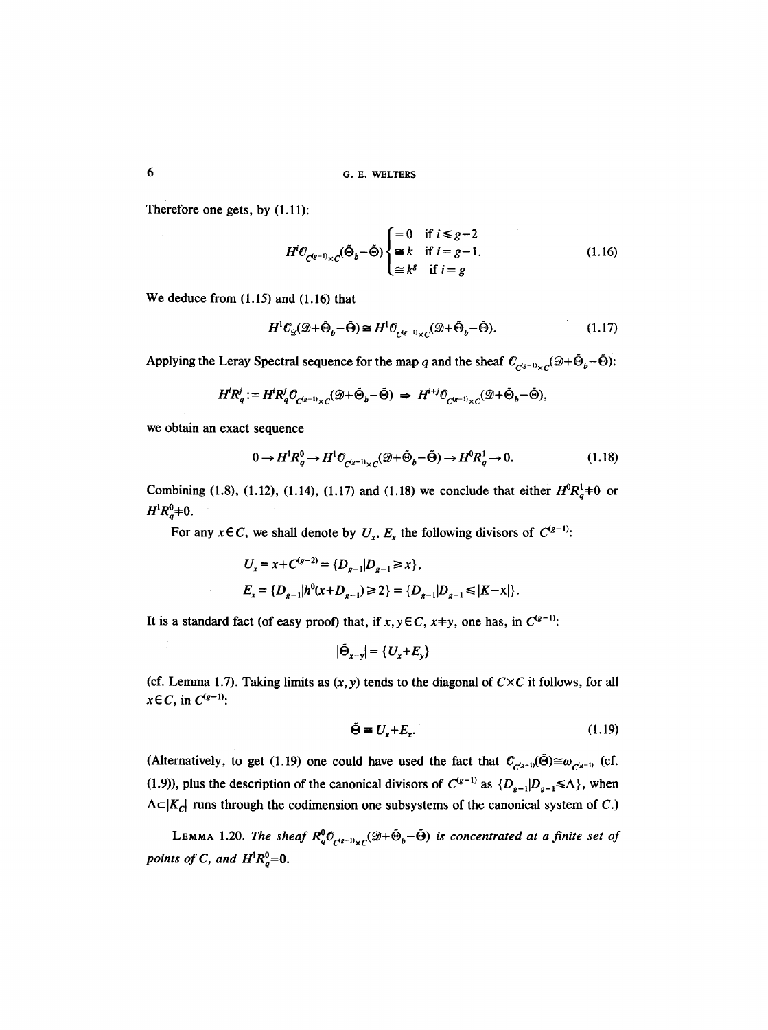Therefore one gets, by (1.11):

$$H^i\mathcal{O}_{C^{(g-1)}\times C}(\tilde{\Theta}_b-\tilde{\Theta})\begin{cases}=0 & \text{if } i\leqslant g-2\\ \cong k & \text{if } i=g-1.\\ \cong k^g & \text{if } i=g\end{cases} \tag{1.16}$$

We deduce from (1.15) and (1.16) that

$$H^1\mathcal{O}_{\mathcal{D}}(\mathcal{D}+\tilde{\Theta}_b-\tilde{\Theta})\cong H^1\mathcal{O}_{C^{(g-1)}\times C}(\mathcal{D}+\tilde{\Theta}_b-\tilde{\Theta}). \tag{1.17}$$

Applying the Leray Spectral sequence for the map $q$ and the sheaf $\mathcal{O}_{C^{(g-1)}\times C}(\mathcal{D}+\tilde{\Theta}_b-\tilde{\Theta})$:

$$H^iR^j_q:=H^iR^j_q\mathcal{O}_{C^{(g-1)}\times C}(\mathcal{D}+\tilde{\Theta}_b-\tilde{\Theta}) \Rightarrow H^{i+j}\mathcal{O}_{C^{(g-1)}\times C}(\mathcal{D}+\tilde{\Theta}_b-\tilde{\Theta}),$$

we obtain an exact sequence

$$0\to H^1R^0_q\to H^1\mathcal{O}_{C^{(g-1)}\times C}(\mathcal{D}+\tilde{\Theta}_b-\tilde{\Theta})\to H^0R^1_q\to 0. \tag{1.18}$$

Combining (1.8), (1.12), (1.14), (1.17) and (1.18) we conclude that either $H^0R^1_q\neq 0$ or $H^1R^0_q\neq 0$.

For any $x\in C$, we shall denote by $U_x$, $E_x$ the following divisors of $C^{(g-1)}$:

$$U_x=x+C^{(g-2)}=\{D_{g-1}|D_{g-1}\geqslant x\},$$
$$E_x=\{D_{g-1}|h^0(x+D_{g-1})\geqslant 2\}=\{D_{g-1}|D_{g-1}\leqslant |K-x|\}.$$

It is a standard fact (of easy proof) that, if $x,y\in C$, $x\neq y$, one has, in $C^{(g-1)}$:

$$|\tilde{\Theta}_{x-y}|=\{U_x+E_y\}$$

(cf. Lemma 1.7). Taking limits as $(x,y)$ tends to the diagonal of $C\times C$ it follows, for all $x\in C$, in $C^{(g-1)}$:

$$\tilde{\Theta}\equiv U_x+E_x. \tag{1.19}$$

(Alternatively, to get (1.19) one could have used the fact that $\mathcal{O}_{C^{(g-1)}}(\tilde{\Theta})\cong\omega_{C^{(g-1)}}$ (cf. (1.9)), plus the description of the canonical divisors of $C^{(g-1)}$ as $\{D_{g-1}|D_{g-1}\leqslant\Lambda\}$, when $\Lambda\subset|K_C|$ runs through the codimension one subsystems of the canonical system of $C$.)

LEMMA 1.20. *The sheaf $R^0_q\mathcal{O}_{C^{(g-1)}\times C}(\mathcal{D}+\tilde{\Theta}_b-\tilde{\Theta})$ is concentrated at a finite set of points of $C$, and $H^1R^0_q=0$.*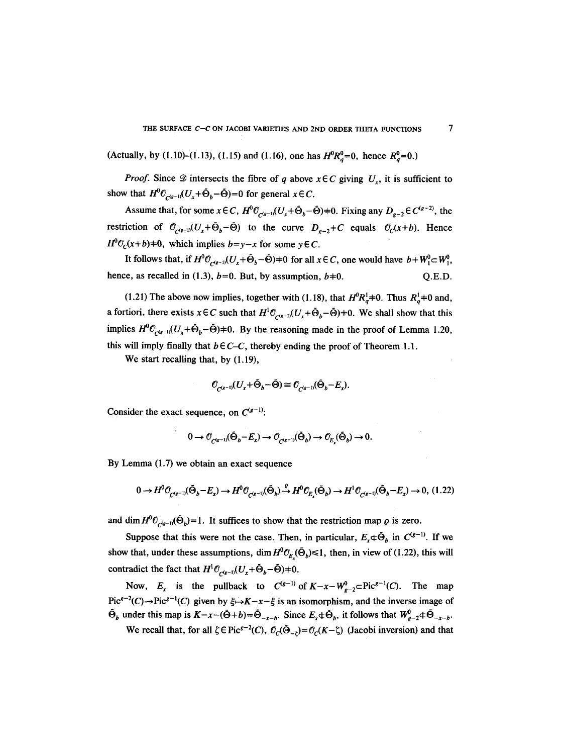(Actually, by (1.10)–(1.13), (1.15) and (1.16), one has $H^0R^0_q=0$, hence $R^0_q=0$.)

*Proof.* Since $\mathscr{D}$ intersects the fibre of $q$ above $x\in C$ giving $U_x$, it is sufficient to show that $H^0\mathcal{O}_{C^{(g-1)}}(U_x+\tilde{\Theta}_b-\tilde{\Theta})=0$ for general $x\in C$.

Assume that, for some $x\in C$, $H^0\mathcal{O}_{C^{(g-1)}}(U_x+\tilde{\Theta}_b-\tilde{\Theta})\neq 0$. Fixing any $D_{g-2}\in C^{(g-2)}$, the restriction of $\mathcal{O}_{C^{(g-1)}}(U_x+\tilde{\Theta}_b-\tilde{\Theta})$ to the curve $D_{g-2}+C$ equals $\mathcal{O}_C(x+b)$. Hence $H^0\mathcal{O}_C(x+b)\neq 0$, which implies $b=y-x$ for some $y\in C$.

It follows that, if $H^0\mathcal{O}_{C^{(g-1)}}(U_x+\tilde{\Theta}_b-\tilde{\Theta})\neq 0$ for all $x\in C$, one would have $b+W^0_1\subset W^0_1$, hence, as recalled in (1.3), $b=0$. But, by assumption, $b\neq 0$. Q.E.D.

(1.21) The above now implies, together with (1.18), that $H^0R^1_q\neq 0$. Thus $R^1_q\neq 0$ and, a fortiori, there exists $x\in C$ such that $H^1\mathcal{O}_{C^{(g-1)}}(U_x+\tilde{\Theta}_b-\tilde{\Theta})\neq 0$. We shall show that this implies $H^0\mathcal{O}_{C^{(g-1)}}(U_x+\tilde{\Theta}_b-\tilde{\Theta})\neq 0$. By the reasoning made in the proof of Lemma 1.20, this will imply finally that $b\in C\text{–}C$, thereby ending the proof of Theorem 1.1.

We start recalling that, by (1.19),

$$\mathcal{O}_{C^{(g-1)}}(U_x+\tilde{\Theta}_b-\tilde{\Theta})\cong \mathcal{O}_{C^{(g-1)}}(\tilde{\Theta}_b-E_x).$$

Consider the exact sequence, on $C^{(g-1)}$:

$$0\to \mathcal{O}_{C^{(g-1)}}(\tilde{\Theta}_b-E_x)\to \mathcal{O}_{C^{(g-1)}}(\tilde{\Theta}_b)\to \mathcal{O}_{E_x}(\tilde{\Theta}_b)\to 0.$$

By Lemma (1.7) we obtain an exact sequence

$$0\to H^0\mathcal{O}_{C^{(g-1)}}(\tilde{\Theta}_b-E_x)\to H^0\mathcal{O}_{C^{(g-1)}}(\tilde{\Theta}_b)\xrightarrow{\varrho} H^0\mathcal{O}_{E_x}(\tilde{\Theta}_b)\to H^1\mathcal{O}_{C^{(g-1)}}(\tilde{\Theta}_b-E_x)\to 0, \quad (1.22)$$

and $\dim H^0\mathcal{O}_{C^{(g-1)}}(\tilde{\Theta}_b)=1$. It suffices to show that the restriction map $\varrho$ is zero.

Suppose that this were not the case. Then, in particular, $E_x\not\subset\tilde{\Theta}_b$ in $C^{(g-1)}$. If we show that, under these assumptions, $\dim H^0\mathcal{O}_{E_x}(\tilde{\Theta}_b)\leq 1$, then, in view of (1.22), this will contradict the fact that $H^1\mathcal{O}_{C^{(g-1)}}(U_x+\tilde{\Theta}_b-\tilde{\Theta})\neq 0$.

Now, $E_x$ is the pullback to $C^{(g-1)}$ of $K-x-W^0_{g-2}\subset\operatorname{Pic}^{g-1}(C)$. The map $\operatorname{Pic}^{g-2}(C)\to\operatorname{Pic}^{g-1}(C)$ given by $\xi\mapsto K-x-\xi$ is an isomorphism, and the inverse image of $\tilde{\Theta}_b$ under this map is $K-x-(\tilde{\Theta}+b)=\tilde{\Theta}_{-x-b}$. Since $E_x\not\subset\tilde{\Theta}_b$, it follows that $W^0_{g-2}\not\subset\tilde{\Theta}_{-x-b}$.

We recall that, for all $\zeta\in\operatorname{Pic}^{g-2}(C)$, $\mathcal{O}_C(\tilde{\Theta}_{-\zeta})=\mathcal{O}_C(K-\zeta)$ (Jacobi inversion) and that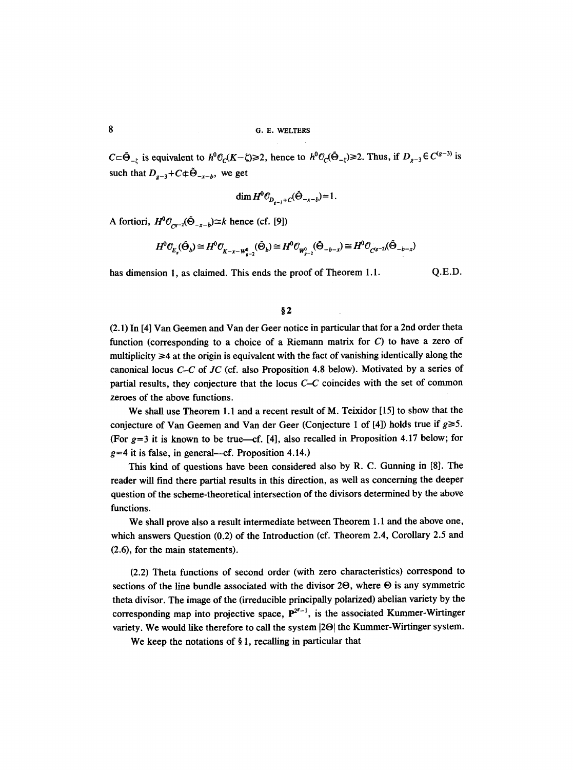$C \subset \tilde{\Theta}_{-\zeta}$ is equivalent to $h^0\mathcal{O}_C(K-\zeta) \geq 2$, hence to $h^0\mathcal{O}_C(\tilde{\Theta}_{-\zeta}) \geq 2$. Thus, if $D_{g-3} \in C^{(g-3)}$ is such that $D_{g-3}+C \not\subset \tilde{\Theta}_{-x-b}$, we get

$$\dim H^0\mathcal{O}_{D_{g-3}+C}(\tilde{\Theta}_{-x-b}) = 1.$$

A fortiori, $H^0\mathcal{O}_{C^{g-2}}(\tilde{\Theta}_{-x-b}) \cong k$ hence (cf. [9])

$$H^0\mathcal{O}_{E_x}(\tilde{\Theta}_b) \cong H^0\mathcal{O}_{K-x-W^0_{g-2}}(\tilde{\Theta}_b) \cong H^0\mathcal{O}_{W^0_{g-2}}(\tilde{\Theta}_{-b-x}) \cong H^0\mathcal{O}_{C^{(g-2)}}(\tilde{\Theta}_{-b-x})$$

has dimension 1, as claimed. This ends the proof of Theorem 1.1. Q.E.D.

## §2

(2.1) In [4] Van Geemen and Van der Geer notice in particular that for a 2nd order theta function (corresponding to a choice of a Riemann matrix for $C$) to have a zero of multiplicity $\geq 4$ at the origin is equivalent with the fact of vanishing identically along the canonical locus $C$–$C$ of $JC$ (cf. also Proposition 4.8 below). Motivated by a series of partial results, they conjecture that the locus $C$–$C$ coincides with the set of common zeroes of the above functions.

We shall use Theorem 1.1 and a recent result of M. Teixidor [15] to show that the conjecture of Van Geemen and Van der Geer (Conjecture 1 of [4]) holds true if $g \geq 5$. (For $g=3$ it is known to be true—cf. [4], also recalled in Proposition 4.17 below; for $g=4$ it is false, in general—cf. Proposition 4.14.)

This kind of questions have been considered also by R. C. Gunning in [8]. The reader will find there partial results in this direction, as well as concerning the deeper question of the scheme-theoretical intersection of the divisors determined by the above functions.

We shall prove also a result intermediate between Theorem 1.1 and the above one, which answers Question (0.2) of the Introduction (cf. Theorem 2.4, Corollary 2.5 and (2.6), for the main statements).

(2.2) Theta functions of second order (with zero characteristics) correspond to sections of the line bundle associated with the divisor $2\Theta$, where $\Theta$ is any symmetric theta divisor. The image of the (irreducible principally polarized) abelian variety by the corresponding map into projective space, $\mathbf{P}^{2^g-1}$, is the associated Kummer-Wirtinger variety. We would like therefore to call the system $|2\Theta|$ the Kummer-Wirtinger system.

We keep the notations of § 1, recalling in particular that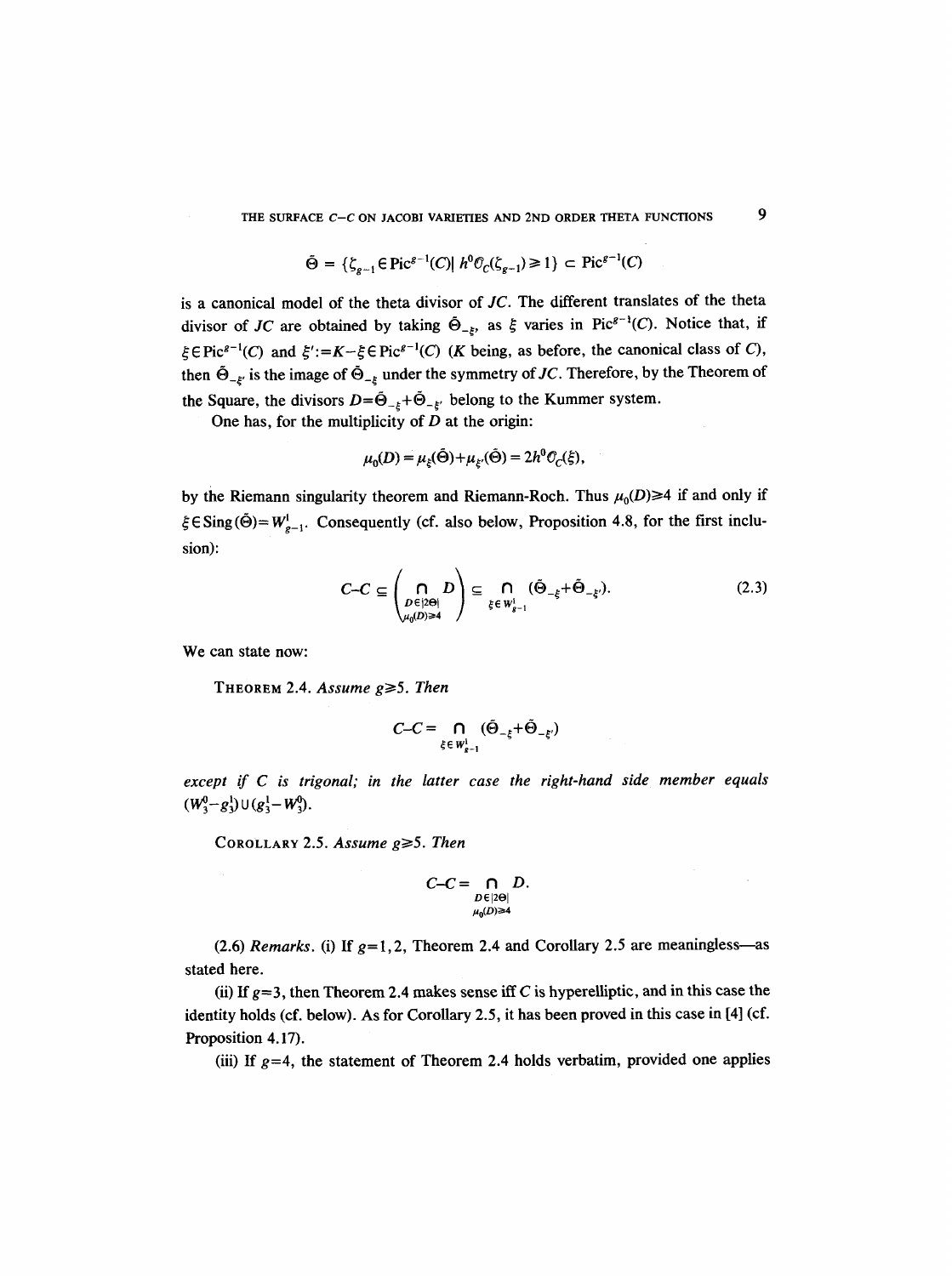$$\tilde{\Theta} = \{\zeta_{g-1} \in \mathrm{Pic}^{g-1}(C) |\, h^0\mathcal{O}_C(\zeta_{g-1}) \geq 1\} \subset \mathrm{Pic}^{g-1}(C)$$

is a canonical model of the theta divisor of $JC$. The different translates of the theta divisor of $JC$ are obtained by taking $\tilde{\Theta}_{-\xi}$, as $\xi$ varies in $\mathrm{Pic}^{g-1}(C)$. Notice that, if $\xi \in \mathrm{Pic}^{g-1}(C)$ and $\xi' := K - \xi \in \mathrm{Pic}^{g-1}(C)$ ($K$ being, as before, the canonical class of $C$), then $\tilde{\Theta}_{-\xi'}$ is the image of $\tilde{\Theta}_{-\xi}$ under the symmetry of $JC$. Therefore, by the Theorem of the Square, the divisors $D = \tilde{\Theta}_{-\xi} + \tilde{\Theta}_{-\xi'}$ belong to the Kummer system.

One has, for the multiplicity of $D$ at the origin:

$$\mu_0(D) = \mu_\xi(\tilde{\Theta}) + \mu_{\xi'}(\tilde{\Theta}) = 2h^0\mathcal{O}_C(\xi),$$

by the Riemann singularity theorem and Riemann-Roch. Thus $\mu_0(D) \geq 4$ if and only if $\xi \in \mathrm{Sing}(\tilde{\Theta}) = W^1_{g-1}$. Consequently (cf. also below, Proposition 4.8, for the first inclusion):

$$C - C \subseteq \left( \bigcap_{\substack{D \in |2\Theta| \\ \mu_0(D) \geq 4}} D \right) \subseteq \bigcap_{\xi \in W^1_{g-1}} (\tilde{\Theta}_{-\xi} + \tilde{\Theta}_{-\xi'}). \tag{2.3}$$

We can state now:

**Theorem 2.4.** *Assume $g \geq 5$. Then*

$$C - C = \bigcap_{\xi \in W^1_{g-1}} (\tilde{\Theta}_{-\xi} + \tilde{\Theta}_{-\xi'})$$

*except if $C$ is trigonal; in the latter case the right-hand side member equals $(W^0_3 - g^1_3) \cup (g^1_3 - W^0_3)$.*

**Corollary 2.5.** *Assume $g \geq 5$. Then*

$$C - C = \bigcap_{\substack{D \in |2\Theta| \\ \mu_0(D) \geq 4}} D.$$

(2.6) *Remarks.* (i) If $g = 1, 2$, Theorem 2.4 and Corollary 2.5 are meaningless—as stated here.

(ii) If $g = 3$, then Theorem 2.4 makes sense iff $C$ is hyperelliptic, and in this case the identity holds (cf. below). As for Corollary 2.5, it has been proved in this case in [4] (cf. Proposition 4.17).

(iii) If $g = 4$, the statement of Theorem 2.4 holds verbatim, provided one applies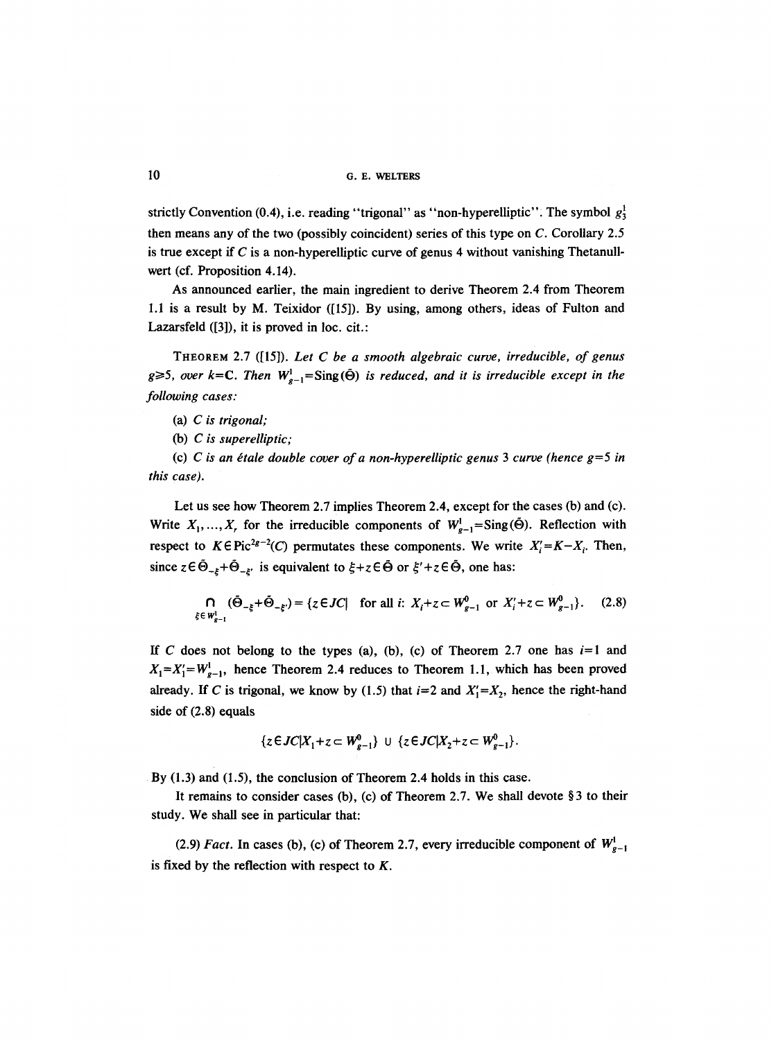strictly Convention (0.4), i.e. reading "trigonal" as "non-hyperelliptic". The symbol $g_3^1$ then means any of the two (possibly coincident) series of this type on $C$. Corollary 2.5 is true except if $C$ is a non-hyperelliptic curve of genus 4 without vanishing Thetanullwert (cf. Proposition 4.14).

As announced earlier, the main ingredient to derive Theorem 2.4 from Theorem 1.1 is a result by M. Teixidor ([15]). By using, among others, ideas of Fulton and Lazarsfeld ([3]), it is proved in loc. cit.:

THEOREM 2.7 ([15]). *Let $C$ be a smooth algebraic curve, irreducible, of genus $g \geq 5$, over $k = \mathbf{C}$. Then $W_{g-1}^1 = \mathrm{Sing}(\tilde{\Theta})$ is reduced, and it is irreducible except in the following cases:*

(a) *$C$ is trigonal;*

(b) *$C$ is superelliptic;*

(c) *$C$ is an étale double cover of a non-hyperelliptic genus 3 curve (hence $g=5$ in this case).*

Let us see how Theorem 2.7 implies Theorem 2.4, except for the cases (b) and (c). Write $X_1, \ldots, X_r$ for the irreducible components of $W_{g-1}^1 = \mathrm{Sing}(\tilde{\Theta})$. Reflection with respect to $K \in \mathrm{Pic}^{2g-2}(C)$ permutes these components. We write $X_i' = K - X_i$. Then, since $z \in \tilde{\Theta}_{-\xi} + \tilde{\Theta}_{-\xi'}$ is equivalent to $\xi + z \in \tilde{\Theta}$ or $\xi' + z \in \tilde{\Theta}$, one has:

$$\bigcap_{\xi \in W_{g-1}^1} (\tilde{\Theta}_{-\xi} + \tilde{\Theta}_{-\xi'}) = \{z \in JC | \text{ for all } i\text{: } X_i + z \subset W_{g-1}^0 \text{ or } X_i' + z \subset W_{g-1}^0\}. \quad (2.8)$$

If $C$ does not belong to the types (a), (b), (c) of Theorem 2.7 one has $i=1$ and $X_1 = X_1' = W_{g-1}^1$, hence Theorem 2.4 reduces to Theorem 1.1, which has been proved already. If $C$ is trigonal, we know by (1.5) that $i=2$ and $X_1' = X_2$, hence the right-hand side of (2.8) equals

$$\{z \in JC | X_1 + z \subset W_{g-1}^0\} \cup \{z \in JC | X_2 + z \subset W_{g-1}^0\}.$$

By (1.3) and (1.5), the conclusion of Theorem 2.4 holds in this case.

It remains to consider cases (b), (c) of Theorem 2.7. We shall devote § 3 to their study. We shall see in particular that:

(2.9) *Fact*. In cases (b), (c) of Theorem 2.7, every irreducible component of $W_{g-1}^1$ is fixed by the reflection with respect to $K$.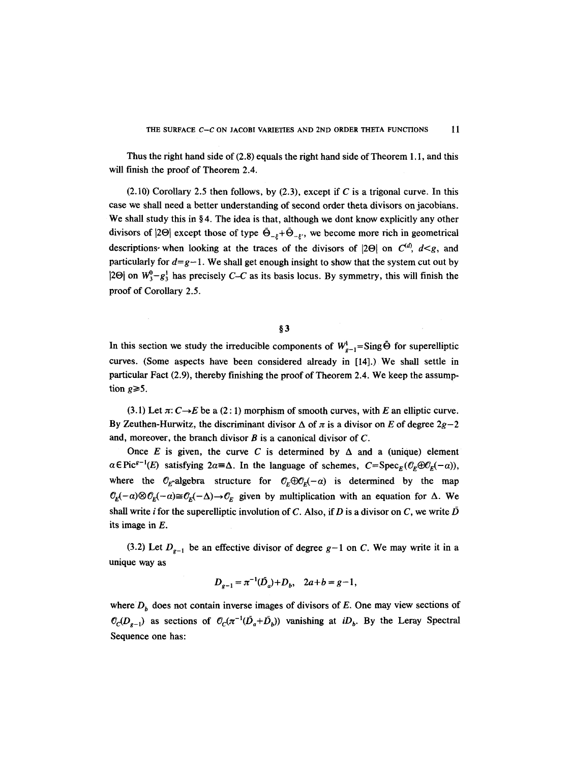Thus the right hand side of (2.8) equals the right hand side of Theorem 1.1, and this will finish the proof of Theorem 2.4.

(2.10) Corollary 2.5 then follows, by (2.3), except if $C$ is a trigonal curve. In this case we shall need a better understanding of second order theta divisors on jacobians. We shall study this in §4. The idea is that, although we dont know explicitly any other divisors of $|2\Theta|$ except those of type $\bar{\Theta}_{-\xi}+\bar{\Theta}_{-\xi'}$, we become more rich in geometrical descriptions when looking at the traces of the divisors of $|2\Theta|$ on $C^{(d)}$, $d<g$, and particularly for $d=g-1$. We shall get enough insight to show that the system cut out by $|2\Theta|$ on $W_3^0-g_3^1$ has precisely $C$–$C$ as its basis locus. By symmetry, this will finish the proof of Corollary 2.5.

## §3

In this section we study the irreducible components of $W_{g-1}^1=\operatorname{Sing}\bar{\Theta}$ for superelliptic curves. (Some aspects have been considered already in [14].) We shall settle in particular Fact (2.9), thereby finishing the proof of Theorem 2.4. We keep the assumption $g\geq 5$.

(3.1) Let $\pi\colon C\to E$ be a $(2:1)$ morphism of smooth curves, with $E$ an elliptic curve. By Zeuthen-Hurwitz, the discriminant divisor $\Delta$ of $\pi$ is a divisor on $E$ of degree $2g-2$ and, moreover, the branch divisor $B$ is a canonical divisor of $C$.

Once $E$ is given, the curve $C$ is determined by $\Delta$ and a (unique) element $\alpha\in\operatorname{Pic}^{g-1}(E)$ satisfying $2\alpha\equiv\Delta$. In the language of schemes, $C=\operatorname{Spec}_E(\mathcal{O}_E\oplus\mathcal{O}_E(-\alpha))$, where the $\mathcal{O}_E$-algebra structure for $\mathcal{O}_E\oplus\mathcal{O}_E(-\alpha)$ is determined by the map $\mathcal{O}_E(-\alpha)\otimes\mathcal{O}_E(-\alpha)\cong\mathcal{O}_E(-\Delta)\to\mathcal{O}_E$ given by multiplication with an equation for $\Delta$. We shall write $i$ for the superelliptic involution of $C$. Also, if $D$ is a divisor on $C$, we write $\bar{D}$ its image in $E$.

(3.2) Let $D_{g-1}$ be an effective divisor of degree $g-1$ on $C$. We may write it in a unique way as

$$D_{g-1}=\pi^{-1}(\bar{D}_a)+D_b,\quad 2a+b=g-1,$$

where $D_b$ does not contain inverse images of divisors of $E$. One may view sections of $\mathcal{O}_C(D_{g-1})$ as sections of $\mathcal{O}_C(\pi^{-1}(\bar{D}_a+\bar{D}_b))$ vanishing at $iD_b$. By the Leray Spectral Sequence one has: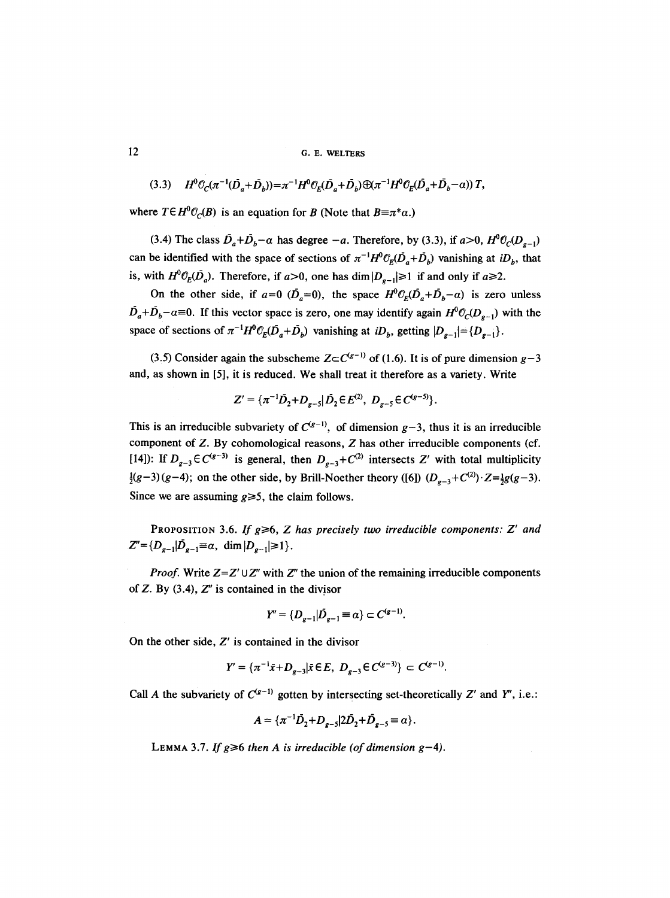(3.3) $\quad H^0\mathcal{O}_C(\pi^{-1}(\bar{D}_a+\bar{D}_b))=\pi^{-1}H^0\mathcal{O}_E(\bar{D}_a+\bar{D}_b)\oplus(\pi^{-1}H^0\mathcal{O}_E(\bar{D}_a+\bar{D}_b-\alpha))\,T,$

where $T\in H^0\mathcal{O}_C(B)$ is an equation for $B$ (Note that $B\equiv\pi^*\alpha$.)

(3.4) The class $\bar{D}_a+\bar{D}_b-\alpha$ has degree $-a$. Therefore, by (3.3), if $a>0$, $H^0\mathcal{O}_C(D_{g-1})$ can be identified with the space of sections of $\pi^{-1}H^0\mathcal{O}_E(\bar{D}_a+\bar{D}_b)$ vanishing at $iD_b$, that is, with $H^0\mathcal{O}_E(\bar{D}_a)$. Therefore, if $a>0$, one has $\dim|D_{g-1}|\geq 1$ if and only if $a\geq 2$.

On the other side, if $a=0$ ($\bar{D}_a=0$), the space $H^0\mathcal{O}_E(\bar{D}_a+\bar{D}_b-\alpha)$ is zero unless $\bar{D}_a+\bar{D}_b-\alpha\equiv 0$. If this vector space is zero, one may identify again $H^0\mathcal{O}_C(D_{g-1})$ with the space of sections of $\pi^{-1}H^0\mathcal{O}_E(\bar{D}_a+\bar{D}_b)$ vanishing at $iD_b$, getting $|D_{g-1}|=\{D_{g-1}\}$.

(3.5) Consider again the subscheme $Z\subset C^{(g-1)}$ of (1.6). It is of pure dimension $g-3$ and, as shown in [5], it is reduced. We shall treat it therefore as a variety. Write

$$Z'=\{\pi^{-1}\bar{D}_2+D_{g-5}|\,\bar{D}_2\in E^{(2)},\ D_{g-5}\in C^{(g-5)}\}.$$

This is an irreducible subvariety of $C^{(g-1)}$, of dimension $g-3$, thus it is an irreducible component of $Z$. By cohomological reasons, $Z$ has other irreducible components (cf. [14]): If $D_{g-3}\in C^{(g-3)}$ is general, then $D_{g-3}+C^{(2)}$ intersects $Z'$ with total multiplicity $\frac{1}{2}(g-3)(g-4)$; on the other side, by Brill-Noether theory ([6]) $(D_{g-3}+C^{(2)})\cdot Z=\frac{1}{2}g(g-3)$. Since we are assuming $g\geq 5$, the claim follows.

**Proposition 3.6.** *If $g\geq 6$, $Z$ has precisely two irreducible components: $Z'$ and $Z''=\{D_{g-1}|\bar{D}_{g-1}\equiv\alpha,\ \dim|D_{g-1}|\geq 1\}$.*

*Proof.* Write $Z=Z'\cup Z''$ with $Z''$ the union of the remaining irreducible components of $Z$. By (3.4), $Z''$ is contained in the divisor

$$Y''=\{D_{g-1}|\bar{D}_{g-1}\equiv\alpha\}\subset C^{(g-1)}.$$

On the other side, $Z'$ is contained in the divisor

$$Y'=\{\pi^{-1}\bar{x}+D_{g-3}|\bar{x}\in E,\ D_{g-3}\in C^{(g-3)}\}\subset C^{(g-1)}.$$

Call $A$ the subvariety of $C^{(g-1)}$ gotten by intersecting set-theoretically $Z'$ and $Y''$, i.e.:

$$A=\{\pi^{-1}\bar{D}_2+D_{g-5}|2\bar{D}_2+\bar{D}_{g-5}\equiv\alpha\}.$$

**Lemma 3.7.** *If $g\geq 6$ then $A$ is irreducible (of dimension $g-4$).*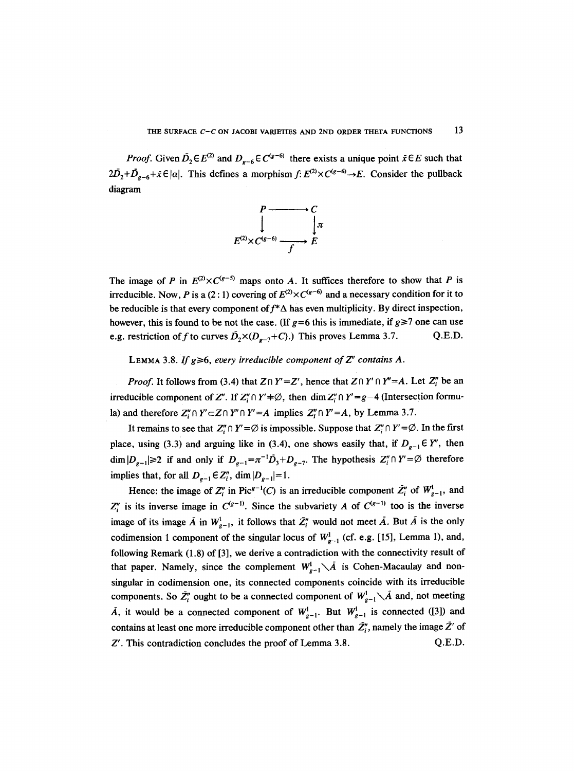*Proof.* Given $\bar{D}_2 \in E^{(2)}$ and $D_{g-6} \in C^{(g-6)}$ there exists a unique point $\bar{x} \in E$ such that $2\bar{D}_2 + \bar{D}_{g-6} + \bar{x} \in |\alpha|$. This defines a morphism $f: E^{(2)} \times C^{(g-6)} \to E$. Consider the pullback diagram

$$\begin{array}{ccc} P & \longrightarrow & C \\ \downarrow & & \downarrow \pi \\ E^{(2)} \times C^{(g-6)} & \xrightarrow[f]{} & E \end{array}$$

The image of $P$ in $E^{(2)} \times C^{(g-5)}$ maps onto $A$. It suffices therefore to show that $P$ is irreducible. Now, $P$ is a $(2:1)$ covering of $E^{(2)} \times C^{(g-6)}$ and a necessary condition for it to be reducible is that every component of $f^*\Delta$ has even multiplicity. By direct inspection, however, this is found to be not the case. (If $g=6$ this is immediate, if $g \geq 7$ one can use e.g. restriction of $f$ to curves $\bar{D}_2 \times (D_{g-7} + C)$.) This proves Lemma 3.7. Q.E.D.

LEMMA 3.8. *If $g \geq 6$, every irreducible component of $Z''$ contains $A$.*

*Proof.* It follows from (3.4) that $Z \cap Y' = Z'$, hence that $Z \cap Y' \cap Y'' = A$. Let $Z_i''$ be an irreducible component of $Z''$. If $Z_i'' \cap Y' \neq \emptyset$, then $\dim Z_i'' \cap Y' = g-4$ (Intersection formula) and therefore $Z_i'' \cap Y' \subset Z \cap Y'' \cap Y' = A$ implies $Z_i'' \cap Y' = A$, by Lemma 3.7.

It remains to see that $Z_i'' \cap Y' = \emptyset$ is impossible. Suppose that $Z_i'' \cap Y' = \emptyset$. In the first place, using (3.3) and arguing like in (3.4), one shows easily that, if $D_{g-1} \in Y''$, then $\dim |D_{g-1}| \geq 2$ if and only if $D_{g-1} = \pi^{-1}\bar{D}_3 + D_{g-7}$. The hypothesis $Z_i'' \cap Y' = \emptyset$ therefore implies that, for all $D_{g-1} \in Z_i''$, $\dim |D_{g-1}| = 1$.

Hence: the image of $Z_i''$ in $\mathrm{Pic}^{g-1}(C)$ is an irreducible component $\bar{Z}_i''$ of $W_{g-1}^1$, and $Z_i''$ is its inverse image in $C^{(g-1)}$. Since the subvariety $A$ of $C^{(g-1)}$ too is the inverse image of its image $\bar{A}$ in $W_{g-1}^1$, it follows that $\bar{Z}_i''$ would not meet $\bar{A}$. But $\bar{A}$ is the only codimension 1 component of the singular locus of $W_{g-1}^1$ (cf. e.g. [15], Lemma 1), and, following Remark (1.8) of [3], we derive a contradiction with the connectivity result of that paper. Namely, since the complement $W_{g-1}^1 \setminus \bar{A}$ is Cohen-Macaulay and non-singular in codimension one, its connected components coincide with its irreducible components. So $\bar{Z}_i''$ ought to be a connected component of $W_{g-1}^1 \setminus \bar{A}$ and, not meeting $\bar{A}$, it would be a connected component of $W_{g-1}^1$. But $W_{g-1}^1$ is connected ([3]) and contains at least one more irreducible component other than $\bar{Z}_i''$, namely the image $\bar{Z}'$ of $Z'$. This contradiction concludes the proof of Lemma 3.8. Q.E.D.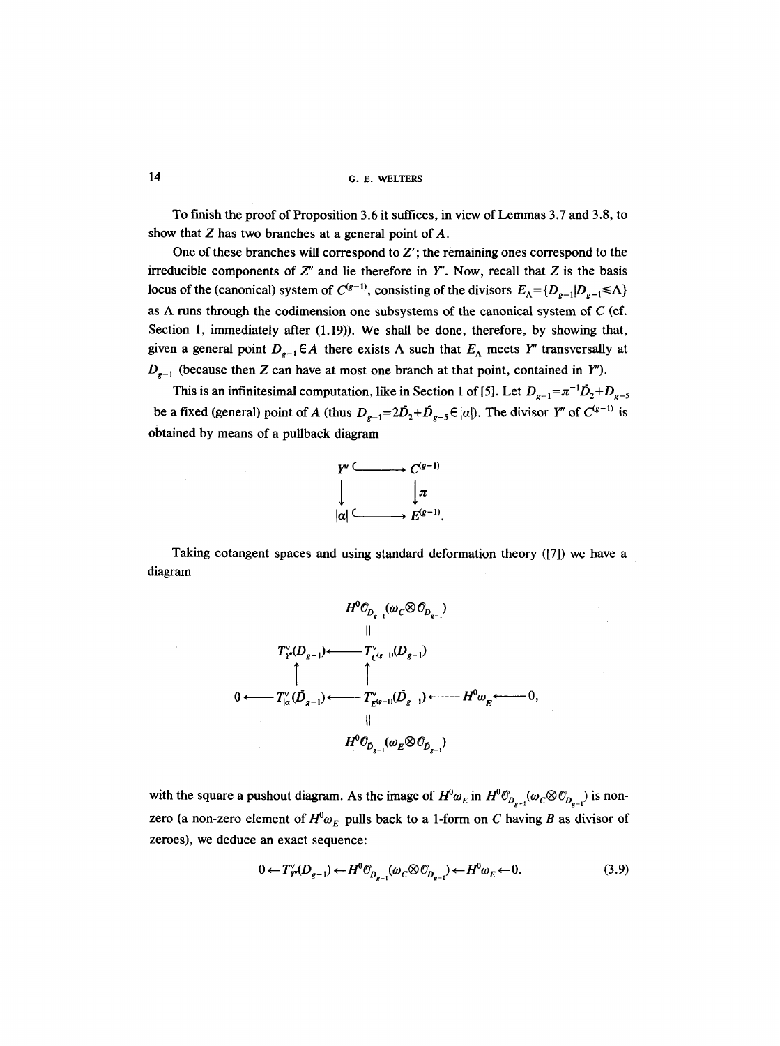To finish the proof of Proposition 3.6 it suffices, in view of Lemmas 3.7 and 3.8, to show that $Z$ has two branches at a general point of $A$.

One of these branches will correspond to $Z'$; the remaining ones correspond to the irreducible components of $Z''$ and lie therefore in $Y''$. Now, recall that $Z$ is the basis locus of the (canonical) system of $C^{(g-1)}$, consisting of the divisors $E_\Lambda = \{D_{g-1} | D_{g-1} \leq \Lambda\}$ as $\Lambda$ runs through the codimension one subsystems of the canonical system of $C$ (cf. Section 1, immediately after (1.19)). We shall be done, therefore, by showing that, given a general point $D_{g-1} \in A$ there exists $\Lambda$ such that $E_\Lambda$ meets $Y''$ transversally at $D_{g-1}$ (because then $Z$ can have at most one branch at that point, contained in $Y''$).

This is an infinitesimal computation, like in Section 1 of [5]. Let $D_{g-1} = \pi^{-1}\bar{D}_2 + D_{g-5}$ be a fixed (general) point of $A$ (thus $\bar{D}_{g-1} = 2\bar{D}_2 + \bar{D}_{g-5} \in |\alpha|$). The divisor $Y''$ of $C^{(g-1)}$ is obtained by means of a pullback diagram

$$
\begin{array}{ccc}
Y'' & \hookrightarrow & C^{(g-1)} \\
\downarrow & & \downarrow \pi \\
|\alpha| & \hookrightarrow & E^{(g-1)}.
\end{array}
$$

Taking cotangent spaces and using standard deformation theory ([7]) we have a diagram

$$
\begin{array}{ccccccc}
 & & & H^0\mathcal{O}_{D_{g-1}}(\omega_C \otimes \mathcal{O}_{D_{g-1}}) & & & \\
 & & & \| & & & \\
 & T^\vee_{Y''}(D_{g-1}) & \longleftarrow & T^\vee_{C^{(g-1)}}(D_{g-1}) & & & \\
 & \uparrow & & \uparrow & & & \\
0 \longleftarrow & T^\vee_{|\alpha|}(\bar{D}_{g-1}) & \longleftarrow & T^\vee_{E^{(g-1)}}(\bar{D}_{g-1}) & \longleftarrow & H^0\omega_E & \longleftarrow 0, \\
 & & & \| & & & \\
 & & & H^0\mathcal{O}_{\bar{D}_{g-1}}(\omega_E \otimes \mathcal{O}_{\bar{D}_{g-1}}) & & &
\end{array}
$$

with the square a pushout diagram. As the image of $H^0\omega_E$ in $H^0\mathcal{O}_{D_{g-1}}(\omega_C \otimes \mathcal{O}_{D_{g-1}})$ is non-zero (a non-zero element of $H^0\omega_E$ pulls back to a 1-form on $C$ having $B$ as divisor of zeroes), we deduce an exact sequence:

$$
0 \leftarrow T^\vee_{Y''}(D_{g-1}) \leftarrow H^0\mathcal{O}_{D_{g-1}}(\omega_C \otimes \mathcal{O}_{D_{g-1}}) \leftarrow H^0\omega_E \leftarrow 0. \tag{3.9}
$$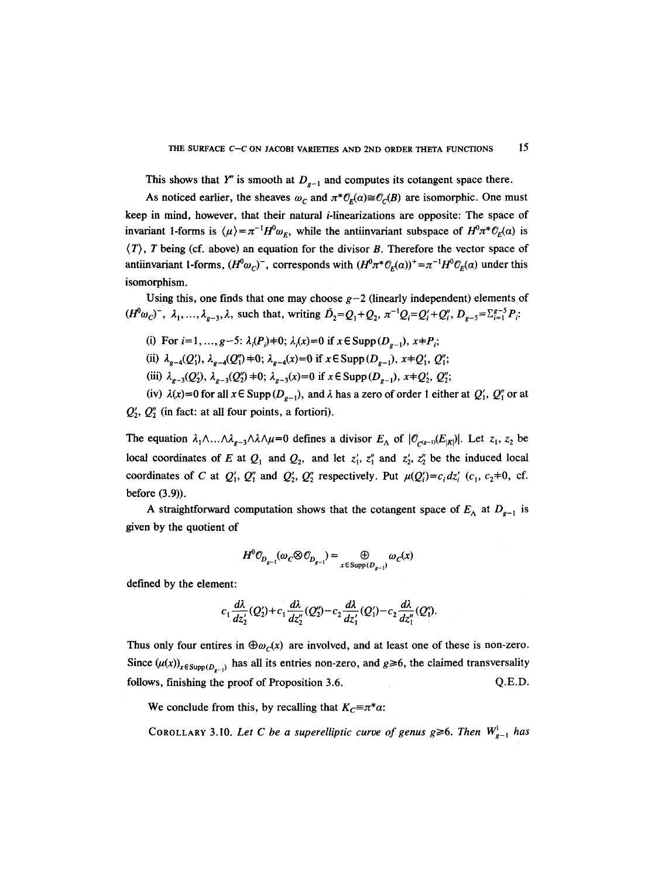This shows that $Y''$ is smooth at $D_{g-1}$ and computes its cotangent space there.

As noticed earlier, the sheaves $\omega_C$ and $\pi^*\mathcal{O}_E(\alpha)\cong\mathcal{O}_C(B)$ are isomorphic. One must keep in mind, however, that their natural $i$-linearizations are opposite: The space of invariant 1-forms is $\langle\mu\rangle=\pi^{-1}H^0\omega_E$, while the antiinvariant subspace of $H^0\pi^*\mathcal{O}_E(\alpha)$ is $\langle T\rangle$, $T$ being (cf. above) an equation for the divisor $B$. Therefore the vector space of antiinvariant 1-forms, $(H^0\omega_C)^-$, corresponds with $(H^0\pi^*\mathcal{O}_E(\alpha))^+=\pi^{-1}H^0\mathcal{O}_E(\alpha)$ under this isomorphism.

Using this, one finds that one may choose $g-2$ (linearly independent) elements of $(H^0\omega_C)^-$, $\lambda_1,\ldots,\lambda_{g-3},\lambda$, such that, writing $\bar{D}_2=Q_1+Q_2$, $\pi^{-1}Q_i=Q_i'+Q_i''$, $D_{g-5}=\Sigma_{i=1}^{g-5}P_i$:

(i) For $i=1,\ldots,g-5$: $\lambda_i(P_i)\neq 0$; $\lambda_i(x)=0$ if $x\in\operatorname{Supp}(D_{g-1})$, $x\neq P_i$;

(ii) $\lambda_{g-4}(Q_1')$, $\lambda_{g-4}(Q_1'')\neq 0$; $\lambda_{g-4}(x)=0$ if $x\in\operatorname{Supp}(D_{g-1})$, $x\neq Q_1'$, $Q_1''$;

(iii) $\lambda_{g-3}(Q_2')$, $\lambda_{g-3}(Q_2'')\neq 0$; $\lambda_{g-3}(x)=0$ if $x\in\operatorname{Supp}(D_{g-1})$, $x\neq Q_2'$, $Q_2''$;

(iv) $\lambda(x)=0$ for all $x\in\operatorname{Supp}(D_{g-1})$, and $\lambda$ has a zero of order 1 either at $Q_1'$, $Q_1''$ or at $Q_2'$, $Q_2''$ (in fact: at all four points, a fortiori).

The equation $\lambda_1\wedge\ldots\wedge\lambda_{g-3}\wedge\lambda\wedge\mu=0$ defines a divisor $E_\Lambda$ of $|\mathcal{O}_{C^{(g-1)}}(E_{|K|})|$. Let $z_1$, $z_2$ be local coordinates of $E$ at $Q_1$ and $Q_2$, and let $z_1'$, $z_1''$ and $z_2'$, $z_2''$ be the induced local coordinates of $C$ at $Q_1'$, $Q_1''$ and $Q_2'$, $Q_2''$ respectively. Put $\mu(Q_i')=c_i\,dz_i'$ ($c_1$, $c_2\neq 0$, cf. before (3.9)).

A straightforward computation shows that the cotangent space of $E_\Lambda$ at $D_{g-1}$ is given by the quotient of

$$H^0\mathcal{O}_{D_{g-1}}(\omega_C\otimes\mathcal{O}_{D_{g-1}})=\bigoplus_{x\in\operatorname{Supp}(D_{g-1})}\omega_C(x)$$

defined by the element:

$$c_1\frac{d\lambda}{dz_2'}(Q_2')+c_1\frac{d\lambda}{dz_2''}(Q_2'')-c_2\frac{d\lambda}{dz_1'}(Q_1')-c_2\frac{d\lambda}{dz_1''}(Q_1'').$$

Thus only four entries in $\oplus\omega_C(x)$ are involved, and at least one of these is non-zero. Since $(\mu(x))_{x\in\operatorname{Supp}(D_{g-1})}$ has all its entries non-zero, and $g\geq 6$, the claimed transversality follows, finishing the proof of Proposition 3.6. Q.E.D.

We conclude from this, by recalling that $K_C\equiv\pi^*\alpha$:

COROLLARY 3.10. *Let $C$ be a superelliptic curve of genus $g\geq 6$. Then $W_{g-1}^1$ has*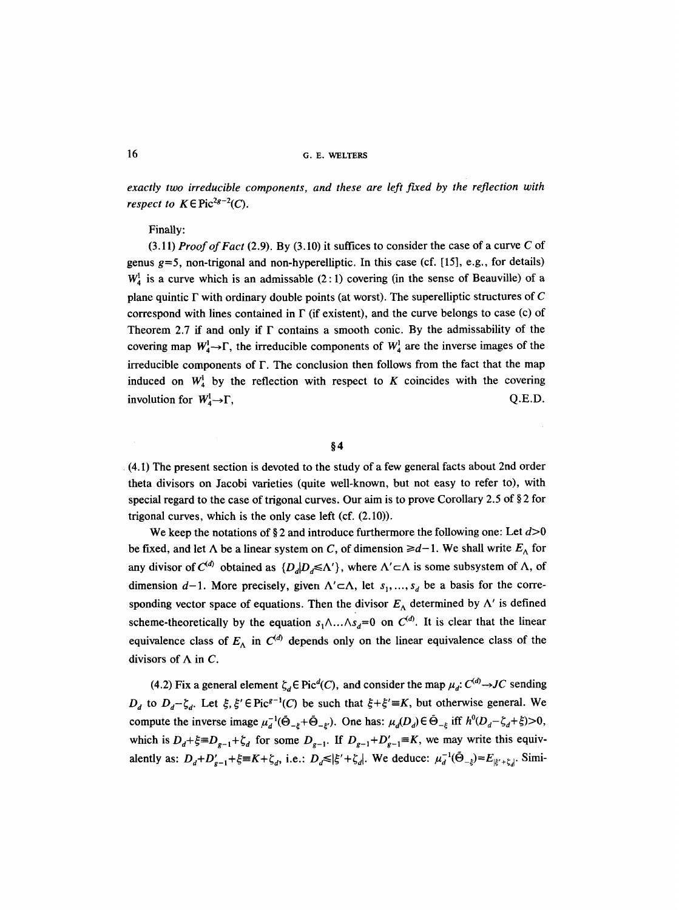*exactly two irreducible components, and these are left fixed by the reflection with respect to* $K \in \mathrm{Pic}^{2g-2}(C)$.

Finally:

(3.11) *Proof of Fact* (2.9). By (3.10) it suffices to consider the case of a curve $C$ of genus $g=5$, non-trigonal and non-hyperelliptic. In this case (cf. [15], e.g., for details) $W^1_4$ is a curve which is an admissable (2:1) covering (in the sense of Beauville) of a plane quintic $\Gamma$ with ordinary double points (at worst). The superelliptic structures of $C$ correspond with lines contained in $\Gamma$ (if existent), and the curve belongs to case (c) of Theorem 2.7 if and only if $\Gamma$ contains a smooth conic. By the admissability of the covering map $W^1_4 \to \Gamma$, the irreducible components of $W^1_4$ are the inverse images of the irreducible components of $\Gamma$. The conclusion then follows from the fact that the map induced on $W^1_4$ by the reflection with respect to $K$ coincides with the covering involution for $W^1_4 \to \Gamma$, Q.E.D.

## §4

(4.1) The present section is devoted to the study of a few general facts about 2nd order theta divisors on Jacobi varieties (quite well-known, but not easy to refer to), with special regard to the case of trigonal curves. Our aim is to prove Corollary 2.5 of §2 for trigonal curves, which is the only case left (cf. (2.10)).

We keep the notations of §2 and introduce furthermore the following one: Let $d>0$ be fixed, and let $\Lambda$ be a linear system on $C$, of dimension $\geq d-1$. We shall write $E_\Lambda$ for any divisor of $C^{(d)}$ obtained as $\{D_d | D_d \leq \Lambda'\}$, where $\Lambda' \subset \Lambda$ is some subsystem of $\Lambda$, of dimension $d-1$. More precisely, given $\Lambda' \subset \Lambda$, let $s_1, \ldots, s_d$ be a basis for the corresponding vector space of equations. Then the divisor $E_\Lambda$ determined by $\Lambda'$ is defined scheme-theoretically by the equation $s_1 \wedge \ldots \wedge s_d = 0$ on $C^{(d)}$. It is clear that the linear equivalence class of $E_\Lambda$ in $C^{(d)}$ depends only on the linear equivalence class of the divisors of $\Lambda$ in $C$.

(4.2) Fix a general element $\zeta_d \in \mathrm{Pic}^d(C)$, and consider the map $\mu_d \colon C^{(d)} \to JC$ sending $D_d$ to $D_d - \zeta_d$. Let $\xi, \xi' \in \mathrm{Pic}^{g-1}(C)$ be such that $\xi + \xi' \equiv K$, but otherwise general. We compute the inverse image $\mu_d^{-1}(\tilde{\Theta}_{-\xi} + \tilde{\Theta}_{-\xi'})$. One has: $\mu_d(D_d) \in \tilde{\Theta}_{-\xi}$ iff $h^0(D_d - \zeta_d + \xi) > 0$, which is $D_d + \xi \equiv D_{g-1} + \zeta_d$ for some $D_{g-1}$. If $D_{g-1} + D'_{g-1} \equiv K$, we may write this equivalently as: $D_d + D'_{g-1} + \xi \equiv K + \zeta_d$, i.e.: $D_d \leq |\xi' + \zeta_d|$. We deduce: $\mu_d^{-1}(\tilde{\Theta}_{-\xi}) = E_{|\xi' + \zeta_d|}$. Simi-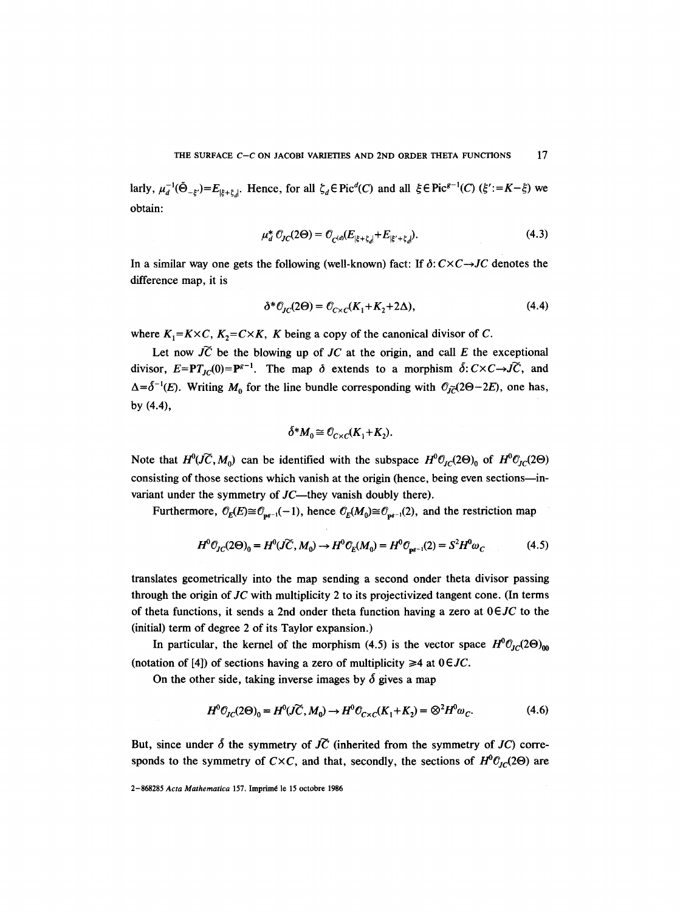larly, $\mu_d^{-1}(\tilde{\Theta}_{-\xi'})=E_{|\xi+\zeta_d|}$. Hence, for all $\zeta_d\in \mathrm{Pic}^d(C)$ and all $\xi\in\mathrm{Pic}^{g-1}(C)$ $(\xi':=K-\xi)$ we obtain:

$$\mu_d^*\,\mathcal{O}_{JC}(2\Theta)=\mathcal{O}_{C^{(d)}}(E_{|\xi+\zeta_d|}+E_{|\xi'+\zeta_d|}). \tag{4.3}$$

In a similar way one gets the following (well-known) fact: If $\delta: C\times C\to JC$ denotes the difference map, it is

$$\delta^*\mathcal{O}_{JC}(2\Theta)=\mathcal{O}_{C\times C}(K_1+K_2+2\Delta), \tag{4.4}$$

where $K_1=K\times C$, $K_2=C\times K$, $K$ being a copy of the canonical divisor of $C$.

Let now $\widetilde{JC}$ be the blowing up of $JC$ at the origin, and call $E$ the exceptional divisor, $E=\mathbf{P}T_{JC}(0)=\mathbf{P}^{g-1}$. The map $\delta$ extends to a morphism $\tilde{\delta}: C\times C\to\widetilde{JC}$, and $\Delta=\tilde{\delta}^{-1}(E)$. Writing $M_0$ for the line bundle corresponding with $\mathcal{O}_{\widetilde{JC}}(2\Theta-2E)$, one has, by (4.4),

$$\tilde{\delta}^*M_0\cong\mathcal{O}_{C\times C}(K_1+K_2).$$

Note that $H^0(\widetilde{JC},M_0)$ can be identified with the subspace $H^0\mathcal{O}_{JC}(2\Theta)_0$ of $H^0\mathcal{O}_{JC}(2\Theta)$ consisting of those sections which vanish at the origin (hence, being even sections—invariant under the symmetry of $JC$—they vanish doubly there).

Furthermore, $\mathcal{O}_E(E)\cong\mathcal{O}_{\mathbf{P}^{g-1}}(-1)$, hence $\mathcal{O}_E(M_0)\cong\mathcal{O}_{\mathbf{P}^{g-1}}(2)$, and the restriction map

$$H^0\mathcal{O}_{JC}(2\Theta)_0=H^0(\widetilde{JC},M_0)\to H^0\mathcal{O}_E(M_0)=H^0\mathcal{O}_{\mathbf{P}^{g-1}}(2)=S^2H^0\omega_C \tag{4.5}$$

translates geometrically into the map sending a second onder theta divisor passing through the origin of $JC$ with multiplicity 2 to its projectivized tangent cone. (In terms of theta functions, it sends a 2nd order theta function having a zero at $0\in JC$ to the (initial) term of degree 2 of its Taylor expansion.)

In particular, the kernel of the morphism (4.5) is the vector space $H^0\mathcal{O}_{JC}(2\Theta)_{00}$ (notation of [4]) of sections having a zero of multiplicity $\geqslant 4$ at $0\in JC$.

On the other side, taking inverse images by $\tilde{\delta}$ gives a map

$$H^0\mathcal{O}_{JC}(2\Theta)_0=H^0(\widetilde{JC},M_0)\to H^0\mathcal{O}_{C\times C}(K_1+K_2)=\otimes^2H^0\omega_C. \tag{4.6}$$

But, since under $\tilde{\delta}$ the symmetry of $\widetilde{JC}$ (inherited from the symmetry of $JC$) corresponds to the symmetry of $C\times C$, and that, secondly, the sections of $H^0\mathcal{O}_{JC}(2\Theta)$ are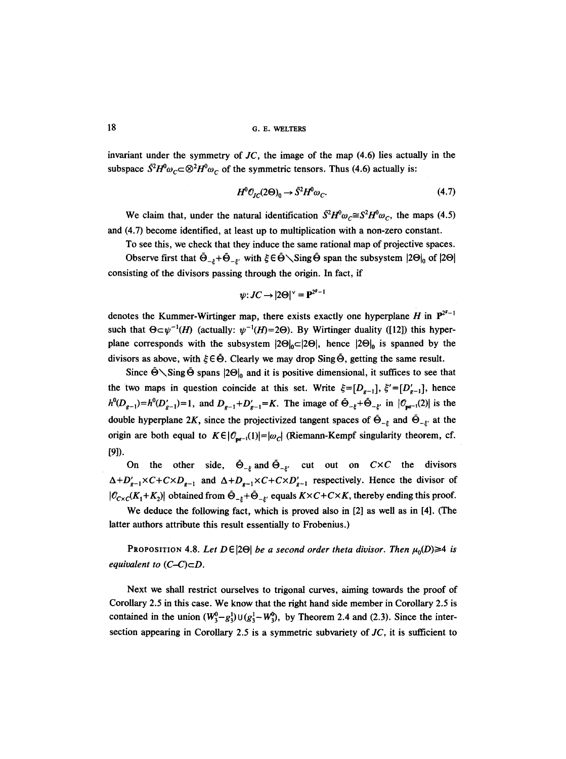invariant under the symmetry of $JC$, the image of the map (4.6) lies actually in the subspace $\tilde{S}^2 H^0\omega_C \subset \otimes^2 H^0\omega_C$ of the symmetric tensors. Thus (4.6) actually is:

$$H^0\mathcal{O}_{JC}(2\Theta)_0 \to \tilde{S}^2 H^0\omega_C. \tag{4.7}$$

We claim that, under the natural identification $\tilde{S}^2 H^0\omega_C \cong S^2 H^0\omega_C$, the maps (4.5) and (4.7) become identified, at least up to multiplication with a non-zero constant.

To see this, we check that they induce the same rational map of projective spaces.

Observe first that $\tilde{\Theta}_{-\xi} + \tilde{\Theta}_{-\xi'}$ with $\xi \in \tilde{\Theta} \setminus \operatorname{Sing} \tilde{\Theta}$ span the subsystem $|2\Theta|_0$ of $|2\Theta|$ consisting of the divisors passing through the origin. In fact, if

$$\psi \colon JC \to |2\Theta|^\vee = \mathbf{P}^{2^g - 1}$$

denotes the Kummer-Wirtinger map, there exists exactly one hyperplane $H$ in $\mathbf{P}^{2^g-1}$ such that $\Theta \subset \psi^{-1}(H)$ (actually: $\psi^{-1}(H) = 2\Theta$). By Wirtinger duality ([12]) this hyperplane corresponds with the subsystem $|2\Theta|_0 \subset |2\Theta|$, hence $|2\Theta|_0$ is spanned by the divisors as above, with $\xi \in \tilde{\Theta}$. Clearly we may drop $\operatorname{Sing} \tilde{\Theta}$, getting the same result.

Since $\tilde{\Theta} \setminus \operatorname{Sing} \tilde{\Theta}$ spans $|2\Theta|_0$ and it is positive dimensional, it suffices to see that the two maps in question coincide at this set. Write $\xi = [D_{g-1}]$, $\xi' = [D'_{g-1}]$, hence $h^0(D_{g-1}) = h^0(D'_{g-1}) = 1$, and $D_{g-1} + D'_{g-1} = K$. The image of $\tilde{\Theta}_{-\xi} + \tilde{\Theta}_{-\xi'}$ in $|\mathcal{O}_{\mathbf{P}^{g-1}}(2)|$ is the double hyperplane $2K$, since the projectivized tangent spaces of $\tilde{\Theta}_{-\xi}$ and $\tilde{\Theta}_{-\xi'}$ at the origin are both equal to $K \in |\mathcal{O}_{\mathbf{P}^{g-1}}(1)| = |\omega_C|$ (Riemann-Kempf singularity theorem, cf. [9]).

On the other side, $\tilde{\Theta}_{-\xi}$ and $\tilde{\Theta}_{-\xi'}$ cut out on $C \times C$ the divisors $\Delta + D'_{g-1} \times C + C \times D_{g-1}$ and $\Delta + D_{g-1} \times C + C \times D'_{g-1}$ respectively. Hence the divisor of $|\mathcal{O}_{C \times C}(K_1 + K_2)|$ obtained from $\tilde{\Theta}_{-\xi} + \tilde{\Theta}_{-\xi'}$ equals $K \times C + C \times K$, thereby ending this proof.

We deduce the following fact, which is proved also in [2] as well as in [4]. (The latter authors attribute this result essentially to Frobenius.)

**Proposition 4.8.** *Let $D \in |2\Theta|$ be a second order theta divisor. Then $\mu_0(D) \geq 4$ is equivalent to $(C - C) \subset D$.*

Next we shall restrict ourselves to trigonal curves, aiming towards the proof of Corollary 2.5 in this case. We know that the right hand side member in Corollary 2.5 is contained in the union $(W_3^0 - g_3^1) \cup (g_3^1 - W_3^0)$, by Theorem 2.4 and (2.3). Since the intersection appearing in Corollary 2.5 is a symmetric subvariety of $JC$, it is sufficient to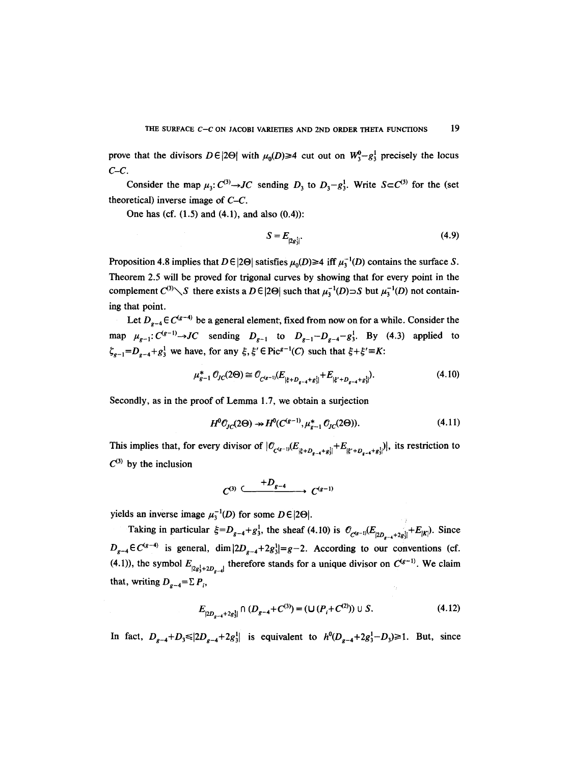prove that the divisors $D \in |2\Theta|$ with $\mu_0(D) \geq 4$ cut out on $W_3^0 - g_3^1$ precisely the locus $C\text{–}C$.

Consider the map $\mu_3 \colon C^{(3)} \to JC$ sending $D_3$ to $D_3 - g_3^1$. Write $S \subset C^{(3)}$ for the (set theoretical) inverse image of $C\text{–}C$.

One has (cf. (1.5) and (4.1), and also (0.4)):

$$S = E_{|2g_3^1|}. \tag{4.9}$$

Proposition 4.8 implies that $D \in |2\Theta|$ satisfies $\mu_0(D) \geq 4$ iff $\mu_3^{-1}(D)$ contains the surface $S$. Theorem 2.5 will be proved for trigonal curves by showing that for every point in the complement $C^{(3)} \setminus S$ there exists a $D \in |2\Theta|$ such that $\mu_3^{-1}(D) \supset S$ but $\mu_3^{-1}(D)$ not containing that point.

Let $D_{g-4} \in C^{(g-4)}$ be a general element, fixed from now on for a while. Consider the map $\mu_{g-1} \colon C^{(g-1)} \to JC$ sending $D_{g-1}$ to $D_{g-1} - D_{g-4} - g_3^1$. By (4.3) applied to $\zeta_{g-1} = D_{g-4} + g_3^1$ we have, for any $\xi, \xi' \in \operatorname{Pic}^{g-1}(C)$ such that $\xi + \xi' \equiv K$:

$$\mu_{g-1}^* \mathcal{O}_{JC}(2\Theta) \cong \mathcal{O}_{C^{(g-1)}}(E_{|\xi + D_{g-4} + g_3^1|} + E_{|\xi' + D_{g-4} + g_3^1|}). \tag{4.10}$$

Secondly, as in the proof of Lemma 1.7, we obtain a surjection

$$H^0\mathcal{O}_{JC}(2\Theta) \twoheadrightarrow H^0(C^{(g-1)}, \mu_{g-1}^* \mathcal{O}_{JC}(2\Theta)). \tag{4.11}$$

This implies that, for every divisor of $|\mathcal{O}_{C^{(g-1)}}(E_{|\xi + D_{g-4} + g_3^1|} + E_{|\xi' + D_{g-4} + g_3^1|})|$, its restriction to $C^{(3)}$ by the inclusion

$$C^{(3)} \xhookrightarrow{\;+D_{g-4}\;} C^{(g-1)}$$

yields an inverse image $\mu_3^{-1}(D)$ for some $D \in |2\Theta|$.

Taking in particular $\xi = D_{g-4} + g_3^1$, the sheaf (4.10) is $\mathcal{O}_{C^{(g-1)}}(E_{|2D_{g-4} + 2g_3^1|} + E_{|K|})$. Since $D_{g-4} \in C^{(g-4)}$ is general, $\dim |2D_{g-4} + 2g_3^1| = g - 2$. According to our conventions (cf. (4.1)), the symbol $E_{|2g_3^1 + 2D_{g-4}|}$ therefore stands for a unique divisor on $C^{(g-1)}$. We claim that, writing $D_{g-4} = \Sigma P_i$,

$$E_{|2D_{g-4} + 2g_3^1|} \cap (D_{g-4} + C^{(3)}) = (\cup (P_i + C^{(2)})) \cup S. \tag{4.12}$$

In fact, $D_{g-4} + D_3 \leq |2D_{g-4} + 2g_3^1|$ is equivalent to $h^0(D_{g-4} + 2g_3^1 - D_3) \geq 1$. But, since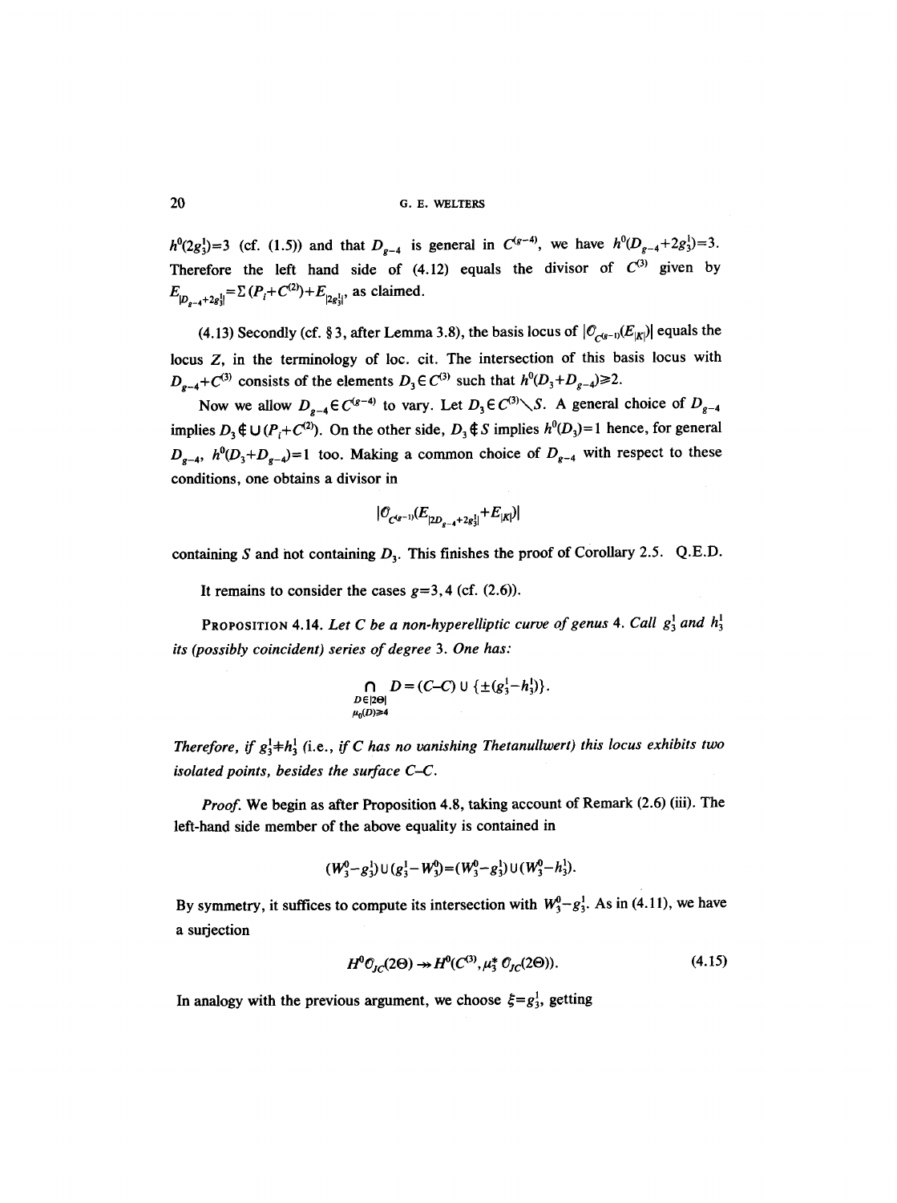$h^0(2g_3^1)=3$ (cf. (1.5)) and that $D_{g-4}$ is general in $C^{(g-4)}$, we have $h^0(D_{g-4}+2g_3^1)=3$. Therefore the left hand side of (4.12) equals the divisor of $C^{(3)}$ given by $E_{|D_{g-4}+2g_3^1|}=\Sigma\,(P_i+C^{(2)})+E_{|2g_3^1|}$, as claimed.

(4.13) Secondly (cf. § 3, after Lemma 3.8), the basis locus of $|\mathcal{O}_{C^{(g-1)}}(E_{|K|})|$ equals the locus $Z$, in the terminology of loc. cit. The intersection of this basis locus with $D_{g-4}+C^{(3)}$ consists of the elements $D_3\in C^{(3)}$ such that $h^0(D_3+D_{g-4})\geq 2$.

Now we allow $D_{g-4}\in C^{(g-4)}$ to vary. Let $D_3\in C^{(3)}\setminus S$. A general choice of $D_{g-4}$ implies $D_3\notin \cup\,(P_i+C^{(2)})$. On the other side, $D_3\notin S$ implies $h^0(D_3)=1$ hence, for general $D_{g-4}$, $h^0(D_3+D_{g-4})=1$ too. Making a common choice of $D_{g-4}$ with respect to these conditions, one obtains a divisor in

$$|\mathcal{O}_{C^{(g-1)}}(E_{|2D_{g-4}+2g_3^1|}+E_{|K|})|$$

containing $S$ and not containing $D_3$. This finishes the proof of Corollary 2.5. Q.E.D.

It remains to consider the cases $g=3,4$ (cf. (2.6)).

**Proposition 4.14.** *Let $C$ be a non-hyperelliptic curve of genus 4. Call $g_3^1$ and $h_3^1$ its (possibly coincident) series of degree 3. One has:*

$$\bigcap_{\substack{D\in|2\Theta|\\ \mu_0(D)\geq 4}} D=(C-C)\cup\{\pm(g_3^1-h_3^1)\}.$$

*Therefore, if $g_3^1\neq h_3^1$ (i.e., if $C$ has no vanishing Thetanullwert) this locus exhibits two isolated points, besides the surface $C-C$.*

*Proof.* We begin as after Proposition 4.8, taking account of Remark (2.6) (iii). The left-hand side member of the above equality is contained in

$$(W_3^0-g_3^1)\cup(g_3^1-W_3^0)=(W_3^0-g_3^1)\cup(W_3^0-h_3^1).$$

By symmetry, it suffices to compute its intersection with $W_3^0-g_3^1$. As in (4.11), we have a surjection

$$H^0\mathcal{O}_{JC}(2\Theta)\twoheadrightarrow H^0(C^{(3)},\mu_3^*\,\mathcal{O}_{JC}(2\Theta)). \tag{4.15}$$

In analogy with the previous argument, we choose $\xi=g_3^1$, getting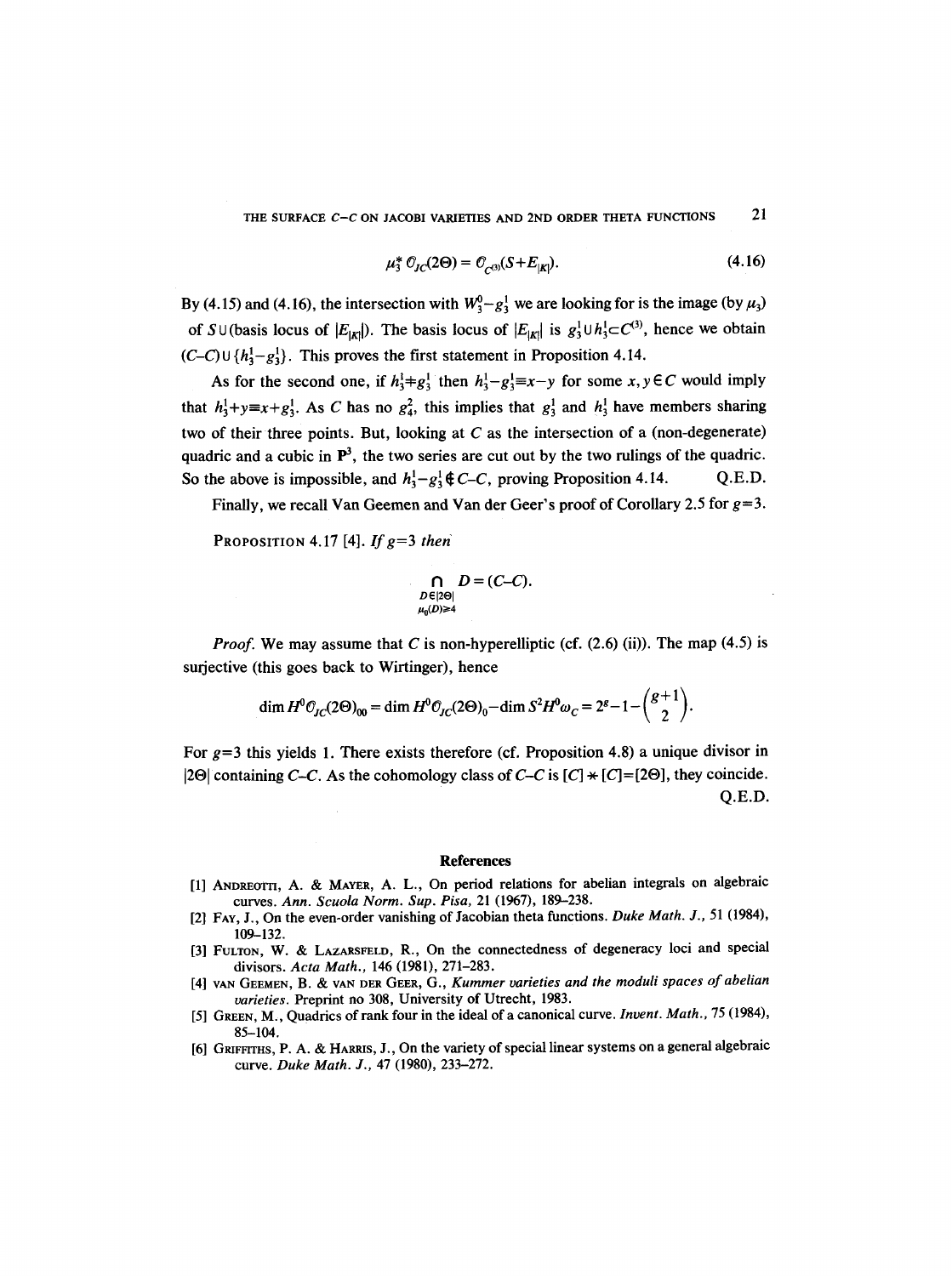$$\mu_3^* \mathcal{O}_{JC}(2\Theta) = \mathcal{O}_{C^{(3)}}(S+E_{|K|}). \tag{4.16}$$

By (4.15) and (4.16), the intersection with $W_3^0 - g_3^1$ we are looking for is the image (by $\mu_3$) of $S \cup$(basis locus of $|E_{|K|}|$). The basis locus of $|E_{|K|}|$ is $g_3^1 \cup h_3^1 \subset C^{(3)}$, hence we obtain $(C-C) \cup \{h_3^1 - g_3^1\}$. This proves the first statement in Proposition 4.14.

As for the second one, if $h_3^1 \neq g_3^1$ then $h_3^1 - g_3^1 \equiv x - y$ for some $x, y \in C$ would imply that $h_3^1 + y \equiv x + g_3^1$. As $C$ has no $g_4^2$, this implies that $g_3^1$ and $h_3^1$ have members sharing two of their three points. But, looking at $C$ as the intersection of a (non-degenerate) quadric and a cubic in $\mathbf{P}^3$, the two series are cut out by the two rulings of the quadric. So the above is impossible, and $h_3^1 - g_3^1 \notin C-C$, proving Proposition 4.14. Q.E.D.

Finally, we recall Van Geemen and Van der Geer's proof of Corollary 2.5 for $g=3$.

PROPOSITION 4.17 [4]. *If $g=3$ then*

$$\bigcap_{\substack{D \in |2\Theta| \\ \mu_0(D) \geq 4}} D = (C-C).$$

*Proof.* We may assume that $C$ is non-hyperelliptic (cf. (2.6) (ii)). The map (4.5) is surjective (this goes back to Wirtinger), hence

$$\dim H^0 \mathcal{O}_{JC}(2\Theta)_{00} = \dim H^0 \mathcal{O}_{JC}(2\Theta)_0 - \dim S^2 H^0 \omega_C = 2^g - 1 - \binom{g+1}{2}.$$

For $g=3$ this yields 1. There exists therefore (cf. Proposition 4.8) a unique divisor in $|2\Theta|$ containing $C-C$. As the cohomology class of $C-C$ is $[C] * [C] = [2\Theta]$, they coincide. Q.E.D.

## References

[1] ANDREOTTI, A. & MAYER, A. L., On period relations for abelian integrals on algebraic curves. *Ann. Scuola Norm. Sup. Pisa*, 21 (1967), 189–238.

[2] FAY, J., On the even-order vanishing of Jacobian theta functions. *Duke Math. J.*, 51 (1984), 109–132.

[3] FULTON, W. & LAZARSFELD, R., On the connectedness of degeneracy loci and special divisors. *Acta Math.*, 146 (1981), 271–283.

[4] VAN GEEMEN, B. & VAN DER GEER, G., *Kummer varieties and the moduli spaces of abelian varieties*. Preprint no 308, University of Utrecht, 1983.

[5] GREEN, M., Quadrics of rank four in the ideal of a canonical curve. *Invent. Math.*, 75 (1984), 85–104.

[6] GRIFFITHS, P. A. & HARRIS, J., On the variety of special linear systems on a general algebraic curve. *Duke Math. J.*, 47 (1980), 233–272.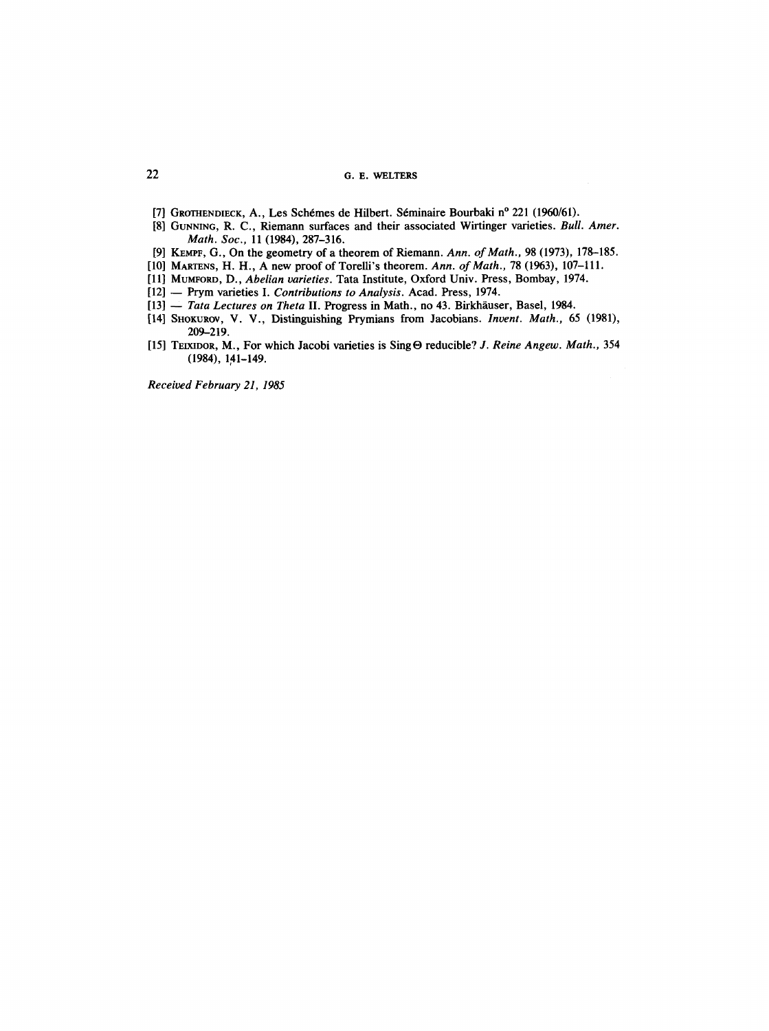[7] Grothendieck, A., Les Schémes de Hilbert. Séminaire Bourbaki n° 221 (1960/61).

[8] Gunning, R. C., Riemann surfaces and their associated Wirtinger varieties. *Bull. Amer. Math. Soc.*, 11 (1984), 287–316.

[9] Kempf, G., On the geometry of a theorem of Riemann. *Ann. of Math.*, 98 (1973), 178–185.

[10] Martens, H. H., A new proof of Torelli's theorem. *Ann. of Math.*, 78 (1963), 107–111.

[11] Mumford, D., *Abelian varieties*. Tata Institute, Oxford Univ. Press, Bombay, 1974.

[12] — Prym varieties I. *Contributions to Analysis*. Acad. Press, 1974.

[13] — *Tata Lectures on Theta* II. Progress in Math., no 43. Birkhäuser, Basel, 1984.

[14] Shokurov, V. V., Distinguishing Prymians from Jacobians. *Invent. Math.*, 65 (1981), 209–219.

[15] Teixidor, M., For which Jacobi varieties is Sing $\Theta$ reducible? *J. Reine Angew. Math.*, 354 (1984), 141–149.

*Received February 21, 1985*